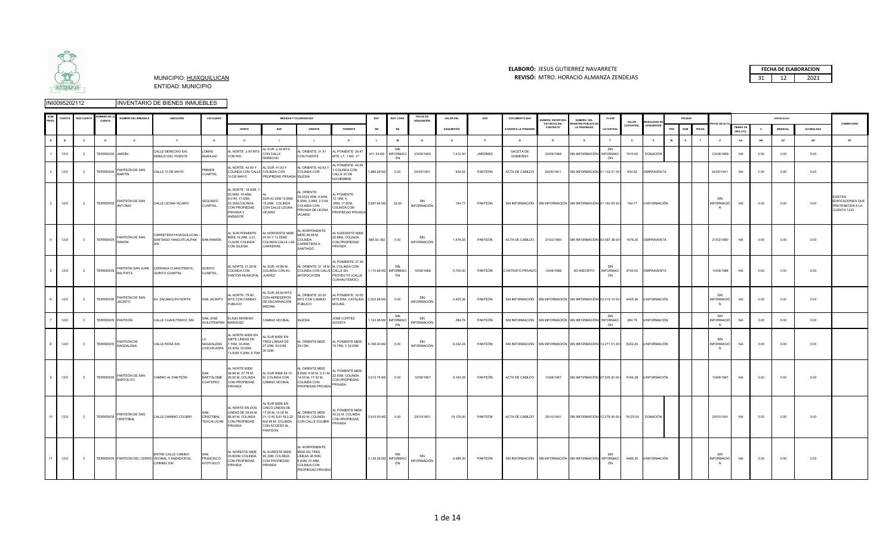MUNICIPIO: HUIXQUILUCAN
ENTIDAD: MUNICIPIO

**ELABORÓ:** JESUS GUTIERREZ NAVARRETE
**REVISÓ:** MTRO. HORACIO ALMANZA ZENDEJAS

| FECHA DE ELABORACION | | |
|---|---|---|
| 31 | 12 | 2021 |

INI00952021112 INVENTARIO DE BIENES INMUEBLES

| NUM. PROG. | CUENTA | SUB CUENTA | NOMBRE DE LA CUENTA | NOMBRE DEL INMUEBLE | UBICACIÓN | LOCALIDAD | MEDIDAS Y COLINDANCIAS | | | | SUP. | SUP. CONS. | FECHA DE ADQUISICIÓN | VALOR DEL | USO | DOCUMENTO QUE | NUMERO ESCRITURA Y/O FECHA DEL | NUMERO DEL REGISTRO PÚBLICO DE | CLAVE | VALOR | MODALIDAD DE | PÓLIZAS | | | FECHA DE ALTA | DEPRECIACIÓN | | | | COMENTARIO |
|---|---|---|---|---|---|---|---|---|---|---|---|---|---|---|---|---|---|---|---|---|---|---|---|---|---|---|---|---|---|---|
| | | | | | | | NORTE | SUR | ORIENTE | PONIENTE | M2 | M2 | | ADQUISICIÓN | | ACREDITA LA POSESIÓN | CONTRATO | LA PROPIEDAD | CATASTRAL | CATASTRAL | ADQUISICIÓN | TIPO | NUM | FECHA | | TIEMPO DE VIDA ÚTIL | % | MENSUAL | ACUMULADA | |
| A | B | C | D | E | F | G | H | I | J | K | L | M | N | O | P | Q | R | S | T | U | V | W | X | Y | Z | AA | AB | AC | AD | AF |
| 1 | 1231 | 2 | TERRENOS | JARDÍN | CALLE DERECHO S/N, DEBAJO DEL PUENTE | LOMAS ANAHUAC | AL NORTE: 2.00 MTS CON RIO | AL SUR: 2.02 MTS CON CALLE DERECHO | AL ORIENTE: 31.91 CON PUENTE | AL PONIENTE: 29.47 MTS. LT. 1 MZ. 17 | 611.54 M2 | SIN INFORMACIÓN | 03/09/1969 | 7,410.00 | JARDINES | GACETA DE GOBIERNO | 03/09/1969 | SIN INFORMACIÓN | SIN INFORMACIÓN | 7410.00 | DONACIÓN | | | | 03/09/1969 | NA | 0.00 | 0.00 | 0.00 | |
| 2 | 1231 | 3 | TERRENOS | PANTEÓN DE SAN MARTÍN | CALLE 10 DE MAYO | PRIMER CUARTEL | AL NORTE: 43.40 Y COLINDA CON CALLE 10 DE MAYO | AL SUR: 41.93 Y COLINDA CON PROPIEDAD PRIVADA | AL ORIENTE: 42.63 Y COLINDA CON IGLESIA | AL PONIENTE: 44.69 Y COLINDA CON CALLE 20 DE NOVIEMBRE | 1,896.29 M2 | 0.00 | 24/05/1901 | 934.52 | PANTEÓN | ACTA DE CABILDO | 24/05/1901 | SIN INFORMACIÓN | 01 132 01 00 | 934.52 | COMPRAVENTA | | | | 24/05/1901 | NA | 0.00 | 0.00 | 0.00 | |
| 3 | 1231 | 3 | TERRENOS | PANTEÓN DE SAN ANTONIO | CALLE LEONA VICARIO | SEGUNDO CUARTEL | AL NORTE: 18.52M, Y 25.06M, 19.45M, 9.01M, 17.00M, 25.35M,COLINDA CON PROPIEDAD PRIVADA Y ANDADOR | AL SUR:43.25M,13.80M, 15.25M, COLINDA CON CALLE LEONA VICARIO | AL ORIENTE: 38.0523.45M, 9.90M, 6.95M, 3.06M, 2.31M, COLINDA CON PRIVADA DE LEONA VICARIO | AL PONIENTE: 12.19M, 4. 95M, 17.60M, COLINDA CON PROPIEDAD PRIVADA | 3,687.84 M2 | 32.00 | SIN INFORMACIÓN | 194.77 | PANTEÓN | SIN INFORMACIÓN | SIN INFORMACIÓN | SIN INFORMACIÓN | 01 180 25 00 | 194.77 | SIN INFORMACIÓN | | | | SIN INFORMACIÓN | NA | 0.00 | 0.00 | 0.00 | EXISTEN EDIFICACIONES QUE PRETENECEN A LA CUENTA 1233 |
| 4 | 1231 | 3 | TERRENOS | PANTEÓN DE SAN RAMÓN | CARRETERA HUIXQUILUCAN - SANTIAGO YANCUITLALPAN S/N | SAN RAMÓN | AL SUR PONIENTE MIDE 19.28M, 3.01, 13.62M, COLINDA CON IGLESIA | AL NOROESTE MIDE 24.50 Y 13.55M2 COLINDA CALLE LAS CARRERAS | AL NORPONIENTE MIDE 28.68 M, COLINDA CARRETERA A SANTIAGO | AL SUROESTE MIDE 20.98M, COLINDA CON PROPIEDAD PRIVADA | 985.50. M2 | 0.00 | SIN INFORMACIÓN | 1,478.25 | PANTEÓN | ACTA DE CABILDO | 21/02/1980 | SIN INFORMACIÓN | 02 087 38 00 | 1478.25 | COMPRAVENTA | | | | 21/02/1980 | NA | 0.00 | 0.00 | 0.00 | |
| 5 | 1231 | 3 | TERRENOS | PANTEÓN SAN JUAN BAUTISTA | CERRADA CUAHUTEMOC, QUINTO CUARTEL | QUINTO CUARTEL | AL NORTE 37.35 M COLINDA CON PANTÓN MUNICIPAL | AL SUR. 40.86 M, COLINDA CON AV. JUAREZ | AL ORIENTE: 31.18 M COLINDA CON CALLE APOPOCATZIN | AL PONIENTE: 27.40 M, COLINDA CON CALLE EN PROYECTO (CALLE CUAHUTEMOC) | 1,110.66 M2 | SIN INFORMACIÓN | 10/08/1988 | 5,700.00 | PANTEÓN | CONTRATO PRIVADO | 10/08/1988 | NO INSCRITO | SIN INFORMACIÓN | 5700.00 | COMPRAVENTA | | | | 10/08/1988 | NA | 0.00 | 0.00 | 0.00 | |
| 6 | 1231 | 3 | TERRENOS | PANTEÓN DE SAN JACINTO | AV. ZACAMULPA NORTE | SAN JACINTO | AL NORTE: 79.95 MTS CON CAMINO PÚBLICO | AL SUR: 86.60 MTS CON HEREDEROS DE ENCARNACIÓN MEDINA | AL ORIENTE: 20.00 MTS CON CAMINO PÚBLICO | AL PONIENTE: 33.00 MTS SRA. CATALINA MOLINA | 2,202.68 M2 | 0.00 | SIN INFORMACIÓN | 4,405.36 | PANTEÓN | SIN INFORMACIÓN | SIN INFORMACIÓN | SIN INFORMACIÓN | 02 019 10 00 | 4405.36 | SIN INFORMACIÓN | | | | SIN INFORMACIÓN | NA | 0.00 | 0.00 | 0.00 | |
| 7 | 1231 | 3 | TERRENOS | PANTEÓN | CALLE CUAHUTEMOC S/N | SAN JOSE HUILOTEAPAN | ELIGIO MORENO MARQUEZ | CAMINO VECINAL | IGLESIA | JOSÉ CORTEZ ACOSTA | 1,123.96 M2 | SIN INFORMACIÓN | SIN INFORMACIÓN | 284.79 | PANTEÓN | SIN INFORMACIÓN | SIN INFORMACIÓN | SIN INFORMACIÓN | SIN INFORMACIÓN | 284.79 | SIN INFORMACIÓN | | | | SIN INFORMACIÓN | NA | 0.00 | 0.00 | 0.00 | |
| 8 | 1231 | 3 | TERRENOS | PANTEÓN DE MAGDALENA | CALLE ROSA S/N | LA MAGDALENA CHICHICASPA | AL NORTE MIDE EN SIETE LÍNEAS DE 7.70M, 30.00M, 23.30M, 30.00M, 13.90M, 5.20M, 6.70M, | AL SUR MIDE EN TRES LÍNEAS DE 27.20M, 30.00M, 30.02M, | AL ORIENTE MIDE 29.12M | AL PONIENTE MIDE 19.75M, Y 30.00M | 4,166.00 M2 | 0.00 | SIN INFORMACIÓN | 8,332.24 | PANTEÓN | SIN INFORMACIÓN | SIN INFORMACIÓN | SIN INFORMACIÓN | 12 271 01 00 | 8332.24 | SIN INFORMACIÓN | | | | SIN INFORMACIÓN | NA | 0.00 | 0.00 | 0.00 | |
| 9 | 1231 | 3 | TERRENOS | PANTEÓN DE SAN BARTOLITO | CAMINO AL PANTEÓN | SAN BARTOLOMÉ COATEPEC | AL NORTE MIDE 38.98 M, 27.78 M, 26.52 M, COLINDA CON PROPIEDAD PRIVADA | AL SUR MIDE 69.10 M, COLINDA CON CAMINO VECINAL | AL ORIENTE MIDE 8.85M, 6.06 M, 3.31 M, 14.05 M, 17.52 M, COLINDA CON PROPIEDAD PRIVADA | AL PONIENTE MIDE 22.50M, COLINDA CON PROPIEDAD PRIVADA | 3,012.74 M2 | 0.00 | 10/08/1967 | 9,164.28 | PANTEÓN | ACTA DE CABILDO | 10/08/1967 | SIN INFORMACIÓN | 07 205 20 00 | 9164.28 | SIN INFORMACIÓN | | | | 10/08/1967 | NA | 0.00 | 0.00 | 0.00 | |
| 10 | 1231 | 3 | TERRENOS | PANTEÓN DE SAN CRISTÓBAL | CALLE CAMINO COLIBRI | SAN CRISTÓBAL TEXCALUCAN | AL NORTE EN DOS LÍNEAS DE 39.54 M, 86.90 M, COLINDA CON PROPIEDAD PRIVADA | AL SUR MIDE EN CINCO LÍNEAS DE 17.25 M, 13.05 M, 31.13 M, 8.81 M,3.22 M,6.95 M, COLINDA CON ACCESO AL PANTEÓN | AL ORIENTE MIDE 28.62 M, COLINDA CON CALLE COLIBRI | AL PONIENTE MIDE 42.22 M, COLINDA CON PROPIEDAD PRIVADA | 3,915.00 M2 | 0.00 | 25/10/1901 | 19,125.00 | PANTEÓN | ACTA DE CABILDO | 25/10/1901 | SIN INFORMACIÓN | 12 276 06 00 | 19125.00 | DONACIÓN | | | | 25/10/1901 | NA | 0.00 | 0.00 | 0.00 | |
| 11 | 1231 | 3 | TERRENOS | PANTEÓN DEL CERRO | ENTRE CALLE CAMINO VECINAL Y ANDADOR EL CHIRIMÚ S/N | SAN FRANCISCO AYOTUXCO | AL NORESTE MIDE 35.900M, COLINDA CON PROPIEDAD PRIVADA | AL SURESTE MIDE 95.30M, COLINDA CON PROPIEDAD PRIVADA | AL NORPONIENTE MIDE EN TRES LÍNEAS 36.50M, 9.83M, 70.48M, COLINDA CON PROPIEDAD PRIVADA | | 3,139.26 M2 | SIN INFORMACIÓN | SIN INFORMACIÓN | 4,486.35 | PANTEÓN | SIN INFORMACIÓN | SIN INFORMACIÓN | SIN INFORMACIÓN | SIN INFORMACIÓN | 4486.35 | SIN INFORMACIÓN | | | | SIN INFORMACIÓN | NA | 0.00 | 0.00 | 0.00 | |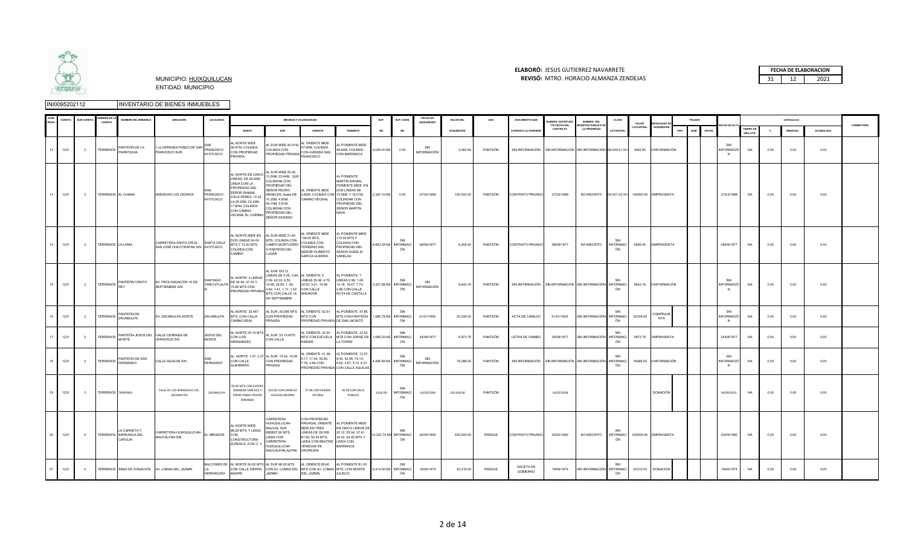MUNICIPIO: HUIXQUILUCAN
ENTIDAD: MUNICIPIO

**ELABORÓ:** JESUS GUTIERREZ NAVARRETE
**REVISÓ:** MTRO. HORACIO ALMANZA ZENDEJAS

| FECHA DE ELABORACION | | |
|---|---|---|
| 31 | 12 | 2021 |

INI0095202112 INVENTARIO DE BIENES INMUEBLES

| NUM. PROG. | CUENTA | SUB CUENTA | NOMBRE DE LA CUENTA | NOMBRE DEL INMUEBLE | UBICACIÓN | LOCALIDAD | MEDIDAS Y COLINDANCIAS | | | | SUP. | SUP. CONS. | FECHA DE ADQUISICIÓN | VALOR DEL | USO | DOCUMENTO QUE | NUMERO ESCRITURA Y/O FECHA DEL CONTRATO | NUMERO DEL REGISTRO PÚBLICO DE LA PROPIEDAD | CLAVE | VALOR CATASTRAL | MODALIDAD DE ADQUISICIÓN | PÓLIZAS | | | FECHA DE ALTA | DEPRECIACIÓN | | | | COMENTARIO |
|---|---|---|---|---|---|---|---|---|---|---|---|---|---|---|---|---|---|---|---|---|---|---|---|---|---|---|---|---|---|---|
| | | | | | | | NORTE | SUR | ORIENTE | PONIENTE | M2 | M2 | | ADQUISICIÓN | | ACREDITA LA POSESIÓN | | | CATASTRAL | | | TIPO | NUM | FECHA | | TIEMPO DE VIDA UTIL | % | MENSUAL | ACUMULADA | |
| 12 | 1231 | 3 | TERRENOS | PANTEÓN DE LA PARROQUIA | 1ra CERRADA PASEO DE SAN FRANCISCO SUR | SAN FRANCISCO AYOTUXCO | AL NORTE MIDE 38.97M, COLINDA CON PROPIEDAD PRIVADA | AL SUR MIDE 40.01M, COLINDA CON PROPIEDAD PRIVADA | AL ORIENTE MIDE 47.95M, COLINDA CON AVENIDA SAN FRANCISCO | AL PONIENTE MIDE 46.64M, COLINDA CON BARRANCA | 2,029.00 M2 | 0.00 | SIN INFORMACIÓN | 3,062.80 | PANTEÓN | SIN INFORMACIÓN | SIN INFORMACIÓN | SIN INFORMACIÓN | 06 049 01 00 | 3062.80 | SIN INFORMACIÓN | | | | SIN INFORMACIÓN | NA | 0.00 | 0.00 | 0.00 | |
| 13 | 1231 | 3 | TERRENOS | EL CHAMA | ANDADOR LOS CEDROS | SAN FRANCISCO AYOTUXCO | AL NORTE EN CINCO LÍNEAS, DE 36.83M, LINDA CON LA PROPIEDAD DEL SEÑOR ISMAIL CRUZ PEREZ; 15.33, LA 26.23M, 22.34M, 17.80M, COLINDA CON CAMINO VECINAL EL CHIRIMU | AL SUR MIDE 25.35, 13.50M, 23.44M, QUE COLINDAN CON PROPIEDAD DEL SEÑOR PEDRO ÁNGELES; líneas DE 10.25M, 4.65M, 44.10M, 5.91M, COLINDAN CON PROPIEDAD DEL SEÑOR DIONISIO. | AL ORIENTE MIDE 3.82M, COLINDA CON CAMINO VECINAL | AL PONIENTE: MARTÍN NAVAAL PONIENTE MIDE EN DOS LÍNEAS DE 10.56M, Y 16.01M, COLINDAN CON PROPIEDAD DEL SEÑOR MARTÍN NAVA | 2,320.10 M2 | 0.00 | 27/03/1998 | 150,000.00 | PANTEÓN | CONTRATO PRIVADO | 27/03/1998 | NO INSCRITO | 06 051 03 00 | 150000.00 | COMPRAVENTA | | | | 27/03/1998 | NA | 0.00 | 0.00 | 0.00 | |
| 14 | 1231 | 3 | TERRENOS | LA LOMA | CARRETERA SANTA CRUZ - SAN JOSÉ HUILOTEAPAN S/N | SANTA CRUZ AYOTUXCO | AL NORTE MIDE EN DOS LÍNEAS 24.00 MTS Y 13.00 MTS, COLINDA CON CAMINO | AL SUR MIDE 21.40 MTS, COLINDA CON CAMPO MORTUORIO O PANTEÓN DEL LUGAR | AL ORIENTE MIDE 134.00 MTS, COLINDA CON TERRENO DEL SEÑOR FILIBERTO GARCÍA GUERRA | AL PONIENTE MIDE 112.00 MTS Y COLINDA CON PROPIEDAD DEL SEÑOR AURELIO VARELAA | 8,893.35 M2 | SIN INFORMACIÓN | 08/09/1977 | 6,265.40 | PANTEÓN | CONTRATO PRIVADO | 08/09/1977 | NO INSCRITO | SIN INFORMACIÓN | 6265.40 | COMPRAVENTA | | | | 08/09/1977 | NA | 0.00 | 0.00 | 0.00 | |
| 15 | 1231 | 3 | TERRENOS | PANTEÓN CRISTO REY | AV. PROLONGACIÓN 16 DE SEPTIEMBRE S/N | SANTIAGO YANCUITLALPAN | AL NORTE: 3 LINEAS DE 54.45, 47.53 Y 15.89 MTS CON PROPIEDAD PRIVADA | AL SUR: EN 12 LÍNEAS DE 0.55, 3.84, 2.59, 42.32, 6.52, 14.96, 22.63, 1. 65, 4.62, 1.41, 1.17, 1.42 MTS CON CALLE 16 DE SEPTIEMBRE | AL ORIENTE: 5 LÍNEAS 35.38, 4.70, 22.50, 3.01, 14.08 CON CALLE ANDADOR | AL PONIENTE: 7 LÍNEAS 0.98, 1.28, 14.18, 18.47, 7.74, 2.88 CON CALLE RUTA DE CASTILLA | 3,321.58 M2 | SIN INFORMACIÓN | SIN INFORMACIÓN | 6,643.16 | PANTEÓN | SIN INFORMACIÓN | SIN INFORMACIÓN | SIN INFORMACIÓN | SIN INFORMACIÓN | 6643.16 | SIN INFORMACIÓN | | | | SIN INFORMACIÓN | NA | 0.00 | 0.00 | 0.00 | |
| 16 | 1231 | 3 | TERRENOS | PANTEÓN DE ZACAMULPA | AV. ZACAMULPA NORTE | ZACAMULPA | AL NORTE: 25.467 MTS. CON CALLE CAMINO REAL | AL SUR: 26.085 MTS CON PROPIEDAD PRIVADA | AL ORIENTE: 52.51 MTS CON PROPIEDAD PRIVADA | AL PONIENTE: 47.86 MTS CON PANTEÓN DE SAN JACINTO | 1,286.78 M2 | SIN INFORMACIÓN | 21/01/1909 | 22,339.00 | PANTEÓN | ACTA DE CABILDO | 21/01/1909 | SIN INFORMACIÓN | SIN INFORMACIÓN | 22339.00 | COMPRAVENTA | | | | SIN INFORMACIÓN | NA | 0.00 | 0.00 | 0.00 | |
| 17 | 1231 | 3 | TERRENOS | PANTEÓN JESÚS DEL MONTE | CALLE CERRADA DE VERACRUZ S/N | JESÚS DEL MONTE | AL NORTE 53.10 MTS CON LUIS HERNANDEZ | AL SUR. 53.10 MTS CON CALLE | AL ORIENTE: 30.50 MTS CON ESCUELA KINDER | AL PONIENTE: 33.50 MTS CON JORGE DE LA TORRE | 1,699.20 M2 | SIN INFORMACIÓN | 24/08/1977 | 5,973.75 | PANTEÓN | LETRA DE CAMBIO | 24/08/1977 | SIN INFORMACIÓN | SIN INFORMACIÓN | 5973.75 | COMPRAVENTA | | | | 24/08/1977 | NA | 0.00 | 0.00 | 0.00 | |
| 18 | 1231 | 3 | TERRENOS | PANTEÓN DE SAN FERNÁNDO | CALLE AGUILAS S/N | SAN FERNANDO | AL NORTE: 1.47, 2.37 CON CALLE CONSTRUCTORA GUERRERO | AL SUR: 15.34, 14.69 CON PROPIEDAD PRIVADA | AL ORIENTE: 41.38, 9.17, 11.44, 50.60, 7.78, 3.68 CON PROPIEDAD PRIVADA | AL PONIENTE: 13.37, 9.40, 42.95, 14.14, 6.02, 2.67, 5.12, 6.21 CON CALLE AGUILAS | 4,446.89 M2 | SIN INFORMACIÓN | SIN INFORMACIÓN | 18,288.00 | PANTEÓN | SIN INFORMACIÓN | SIN INFORMACIÓN | SIN INFORMACIÓN | SIN INFORMACIÓN | 18288.00 | SIN INFORMACIÓN | | | | SIN INFORMACIÓN | NA | 0.00 | 0.00 | 0.00 | |
| 19 | 1231 | 3 | TERRENOS | TERRENOS | CALLE DE LOS MIRASOLES COL. ZACAMULPA | ZACAMULPA | 94.00 MTS CON EVODIO GRANADA SANCHEZ Y PEDRO PABLO RIVERA MIRANDA | 102.00 CON CAMELIO IGLESIAS MEDINA | 27.00 CON VEREDA VECINAL | 35.00 CON CALLE PUBLICA | 3,012.00 | SIN INFORMACIÓN | 16/05/2018 | 105,420.00 | PANTEÓN | | 16/05/2018 | | | | DONACIÓN | | | | 30/09/2021 | NA | 0.00 | 0.00 | 0.00 | |
| 20 | 1231 | 4 | TERRENOS | LA CARRETA Y BARRANCA DEL CAPULÍN | CARRETERA HUIXQUILUCAN - NAUCALPAN S/N | EL MIRADOR | AL NORTE MIDE 98.28 MTS. Y LINDA CON CONSTRUCTORA ZUÑIGA S. A DE C. V | CARRETERA HUIXQUILUCAN-NAUCAL SUR MIDE97.60 MTS, LINDA CON CARRETERA HUIXQUILUCAN NAUCALPAN ALPAN | CON PROPIEDAD PRIVADAL ORIENTE MIDE EN TRES LÍNEAS DE 28.058, 87.63, 52.44 MTS, LINDA CON BEATRIZ VENEGAS DE OROPEZAA | AL PONIENTE MIDE EN CINCO LINEAS DE 22.12, 55.04, 37.91, 34.02, 62.00 MTS Y LINDA CON BARRANCA. | 14,322.74 M2 | SIN INFORMACIÓN | 20/05/1992 | 430,000.00 | PARQUE | CONTRATO PRIVADO | 20/05/1992 | NO INSCRITO | SIN INFORMACIÓN | 430000.00 | COMPRAVENTA | | | | 20/05/1992 | NA | 0.00 | 0.00 | 0.00 | |
| 21 | 1231 | 4 | TERRENOS | ÁREA DE DONACIÓN | AV. LOMAS DEL JAZMIN | BALCONES DE LA HERRADURA | AL NORTE 60.00 MTS CON CALLE SIERRA MADRE | AL SUR 98.00 MTS CON AV. LOMAS DEL JAZMIN | AL ORIENTE 85.60 MTS CON AV. LOMAS DEL JAZMIN | AL PONIENTE 81.00 MTS. CON MONTE AJUSCO | 5,414.50 M2 | SIN INFORMACIÓN | 19/06/1974 | 43,316.00 | PARQUE | GACETA DE GOBIERNO | 19/06/1974 | SIN INFORMACIÓN | SIN INFORMACIÓN | 43316.00 | DONACIÓN | | | | 19/06/1974 | NA | 0.00 | 0.00 | 0.00 | |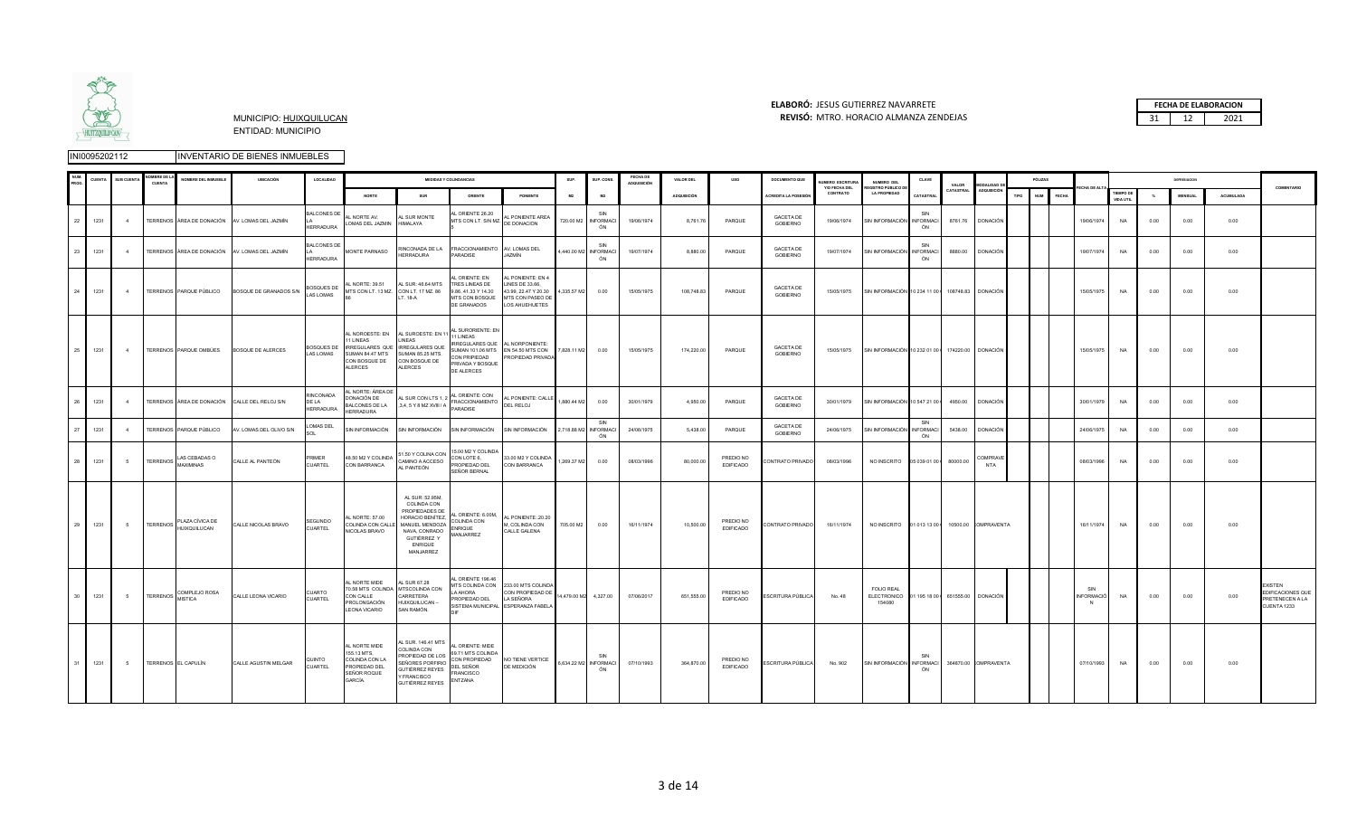MUNICIPIO: HUIXQUILUCAN
ENTIDAD: MUNICIPIO

**ELABORÓ:** JESUS GUTIERREZ NAVARRETE
**REVISÓ:** MTRO. HORACIO ALMANZA ZENDEJAS

| FECHA DE ELABORACION | | |
|---|---|---|
| 31 | 12 | 2021 |

INI0095202112 INVENTARIO DE BIENES INMUEBLES

| NUM. PROG. | CUENTA | SUB CUENTA | NOMBRE DE LA CUENTA | NOMBRE DEL INMUEBLE | UBICACIÓN | LOCALIDAD | MEDIDAS Y COLINDANCIAS | | | | SUP. | SUP. CONS. | FECHA DE ADQUISICIÓN | VALOR DEL | USO | DOCUMENTO QUE | NUMERO ESCRITURA Y/O FECHA DEL | NUMERO DEL REGISTRO PÚBLICO DE | CLAVE | VALOR | MODALIDAD DE | PÓLIZAS | | | FECHA DE ALTA | DEPRECIACION | | | | COMENTARIO |
|---|---|---|---|---|---|---|---|---|---|---|---|---|---|---|---|---|---|---|---|---|---|---|---|---|---|---|---|---|---|---|
| | | | | | | | NORTE | SUR | ORIENTE | PONIENTE | M2 | M2 | | ADQUISICIÓN | | ACREDITA LA POSESIÓN | CONTRATO | LA PROPIEDAD | CATASTRAL | CATASTRAL | ADQUISICIÓN | TIPO | NUM | FECHA | | TIEMPO DE VIDA UTIL | % | MENSUAL | ACUMULADA | |
| 22 | 1231 | 4 | TERRENOS | ÁREA DE DONACIÓN | AV. LOMAS DEL JAZMÍN | BALCONES DE LA HERRADURA | AL NORTE AV. LOMAS DEL JAZMIN | AL SUR MONTE HIMALAYA | AL ORIENTE 26.20 MTS CON LT. SIN MZ 5 | AL PONIENTE AREA DE DONACION | 720.00 M2 | SIN INFORMACIÓN | 19/06/1974 | 8,761.76 | PARQUE | GACETA DE GOBIERNO | 19/06/1974 | SIN INFORMACIÓN | SIN INFORMACIÓN | 8761.76 | DONACIÓN | | | | 19/06/1974 | NA | 0.00 | 0.00 | 0.00 | |
| 23 | 1231 | 4 | TERRENOS | ÁREA DE DONACIÓN | AV. LOMAS DEL JAZMÍN | BALCONES DE LA HERRADURA | MONTE PARNASO | RINCONADA DE LA HERRADURA | FRACCIONAMIENTO PARADISE | AV. LOMAS DEL JAZMÍN | 4,440.00 M2 | SIN INFORMACIÓN | 19/07/1974 | 8,880.00 | PARQUE | GACETA DE GOBIERNO | 19/07/1974 | SIN INFORMACIÓN | SIN INFORMACIÓN | 8880.00 | DONACIÓN | | | | 19/07/1974 | NA | 0.00 | 0.00 | 0.00 | |
| 24 | 1231 | 4 | TERRENOS | PARQUE PÚBLICO | BOSQUE DE GRANADOS S/N | BOSQUES DE LAS LOMAS | AL NORTE: 39.51 MTS CON LT. 13 MZ. 86 | AL SUR: 46.64 MTS CON LT. 17 MZ. 86 LT. 18-A | AL ORIENTE: EN TRES LINEAS DE 9.86, 41.33 Y 14.30 MTS CON BOSQUE DE GRANADOS | AL PONIENTE: EN 4 LINES DE 33.66, 43.99, 22.47 Y 20.30 MTS CON PASEO DE LOS AHUEHUETES | 4,335.57 M2 | 0.00 | 15/05/1975 | 108,748.83 | PARQUE | GACETA DE GOBIERNO | 15/05/1975 | SIN INFORMACIÓN | 10 234 11 00 | 108748.83 | DONACIÓN | | | | 15/05/1975 | NA | 0.00 | 0.00 | 0.00 | |
| 25 | 1231 | 4 | TERRENOS | PARQUE OMBÚES | BOSQUE DE ALERCES | BOSQUES DE LAS LOMAS | AL NOROESTE: EN 11 LINEAS IRREGULARES QUE SUMAN 84.47 MTS CON BOSQUE DE ALERCES | AL SUROESTE: EN 11 LINEAS IRREGULARES QUE SUMAN 85.25 MTS CON BOSQUE DE ALERCES | AL SURORIENTE: EN 11 LINEAS IRREGULARES QUE SUMAN 101.06 MTS CON PRIPIEDAD PRIVADA Y BOSQUE DE ALERCES | AL NORPONIENTE: EN 54.50 MTS CON PROPIEDAD PRIVADA | 7,828.11 M2 | 0.00 | 15/05/1975 | 174,220.00 | PARQUE | GACETA DE GOBIERNO | 15/05/1975 | SIN INFORMACIÓN | 10 232 01 00 | 174220.00 | DONACIÓN | | | | 15/05/1975 | NA | 0.00 | 0.00 | 0.00 | |
| 26 | 1231 | 4 | TERRENOS | ÁREA DE DONACIÓN | CALLE DEL RELOJ S/N | RINCONADA DE LA HERRADURA | AL NORTE: ÁREA DE DONACIÓN DE BALCONES DE LA HERRADURA | AL SUR CON LTS 1, 2, 3,4, 5 Y 8 MZ XVIII / 5 | AL ORIENTE: CON FRACCIONAMIENTO PARADISE | AL PONIENTE: CALLE DEL RELOJ | 1,880.44 M2 | 0.00 | 30/01/1979 | 4,950.00 | PARQUE | GACETA DE GOBIERNO | 30/01/1979 | SIN INFORMACIÓN | 10 547 21 00 | 4950.00 | DONACIÓN | | | | 30/01/1979 | NA | 0.00 | 0.00 | 0.00 | |
| 27 | 1231 | 4 | TERRENOS | PARQUE PÚBLICO | AV. LOMAS DEL OLIVO S/N | LOMAS DEL SOL | SIN INFORMACIÓN | SIN INFORMACIÓN | SIN INFORMACIÓN | SIN INFORMACIÓN | 2,719.88 M2 | SIN INFORMACIÓN | 24/06/1975 | 5,438.00 | PARQUE | GACETA DE GOBIERNO | 24/06/1975 | SIN INFORMACIÓN | SIN INFORMACIÓN | 5438.00 | DONACIÓN | | | | 24/06/1975 | NA | 0.00 | 0.00 | 0.00 | |
| 28 | 1231 | 5 | TERRENOS | LAS CEBADAS O MAXIMINAS | CALLE AL PANTEÓN | PRIMER CUARTEL | 46.50 M2 Y COLINDA CON BARRANCA | 51.50 Y COLINA CON CAMINO A ACCESO AL PANTEÓN | 15.00 M2 Y COLINDA CON LOTE 6, PROPIEDAD DEL SEÑOR BERNAL | 33.00 M2 Y COLINDA CON BARRANCA | 1,269.37 M2 | 0.00 | 08/03/1996 | 80,000.00 | PREDIO NO EDIFICADO | CONTRATO PRIVADO | 08/03/1996 | NO INSCRITO | 05 039 01 00 | 80000.00 | COMPRAVENTA | | | | 08/03/1996 | NA | 0.00 | 0.00 | 0.00 | |
| 29 | 1231 | 5 | TERRENOS | PLAZA CÍVICA DE HUIXQUILUCAN | CALLE NICOLAS BRAVO | SEGUNDO CUARTEL | AL NORTE: 57.00 COLINDA CON CALLE NICOLAS BRAVO | AL SUR :52.95M. COLINDA CON PROPIEDADES DE HORACIO BENÍTEZ, MANUEL MENDOZA NAVA, CONRADO GUTIÉRREZ Y ENRIQUE MANJARREZ | AL ORIENTE: 6.00M. COLINDA CON ENRIQUE MANJARREZ | AL PONIENTE: 20.20 M. COLINDA CON CALLE GALENA | 705.00 M2 | 0.00 | 16/11/1974 | 10,500.00 | PREDIO NO EDIFICADO | CONTRATO PRIVADO | 16/11/1974 | NO INSCRITO | 01 013 13 00 | 10500.00 | COMPRAVENTA | | | | 16/11/1974 | NA | 0.00 | 0.00 | 0.00 | |
| 30 | 1231 | 5 | TERRENOS | COMPLEJO ROSA MISTICA | CALLE LEONA VICARIO | CUARTO CUARTEL | AL NORTE MIDE 70.58 MTS COLINDA CON CALLE PROLONGACIÓN LEONA VICARIO | AL SUR 67.28 MTSCOLINDA CON CARRETERA HUIXQUILUCAN – SAN RAMÓN | AL ORIENTE 196.46 MTS COLINDA CON LA AHORA PROPIEDAD DEL SISTEMA MUNICIPAL DIF | 233.00 MTS COLINDA CON PROPIEDAD DE LA SEÑORA ESPERANZA FABELA | 14,479.00 M2 | 4,327.00 | 07/06/2017 | 651,555.00 | PREDIO NO EDIFICADO | ESCRITURA PÚBLICA | No. 48 | FOLIO REAL ELECTRONICO 154080 | 01 195 18 00 | 651555.00 | DONACIÓN | | | | SIN INFORMACIÓN | NA | 0.00 | 0.00 | 0.00 | EXISTEN EDIFICACIONES QUE PRETENECEN A LA CUENTA 1233 |
| 31 | 1231 | 5 | TERRENOS | EL CAPULÍN | CALLE AGUSTIN MELGAR | QUINTO CUARTEL | AL NORTE MIDE 155.13 MTS. COLINDA CON LA PROPIEDAD DEL SEÑOR ROQUE GARCÍA. | AL SUR. 146.41 MTS COLINDA CON PROPIEDAD DE LOS SEÑORES PORFIRIO GUTIÉRREZ REYES Y FRANCISCO GUTIÉRREZ REYES | AL ORIENTE: MIDE 69.71 MTS COLINDA CON PROPIEDAD DEL SEÑOR FRANCISCO ENTZANA | NO TIENE VERTICE DE MEDICIÓN | 6,634.22 M2 | SIN INFORMACIÓN | 07/10/1993 | 364,870.00 | PREDIO NO EDIFICADO | ESCRITURA PÚBLICA | No. 902 | SIN INFORMACIÓN | SIN INFORMACIÓN | 364870.00 | COMPRAVENTA | | | | 07/10/1993 | NA | 0.00 | 0.00 | 0.00 | |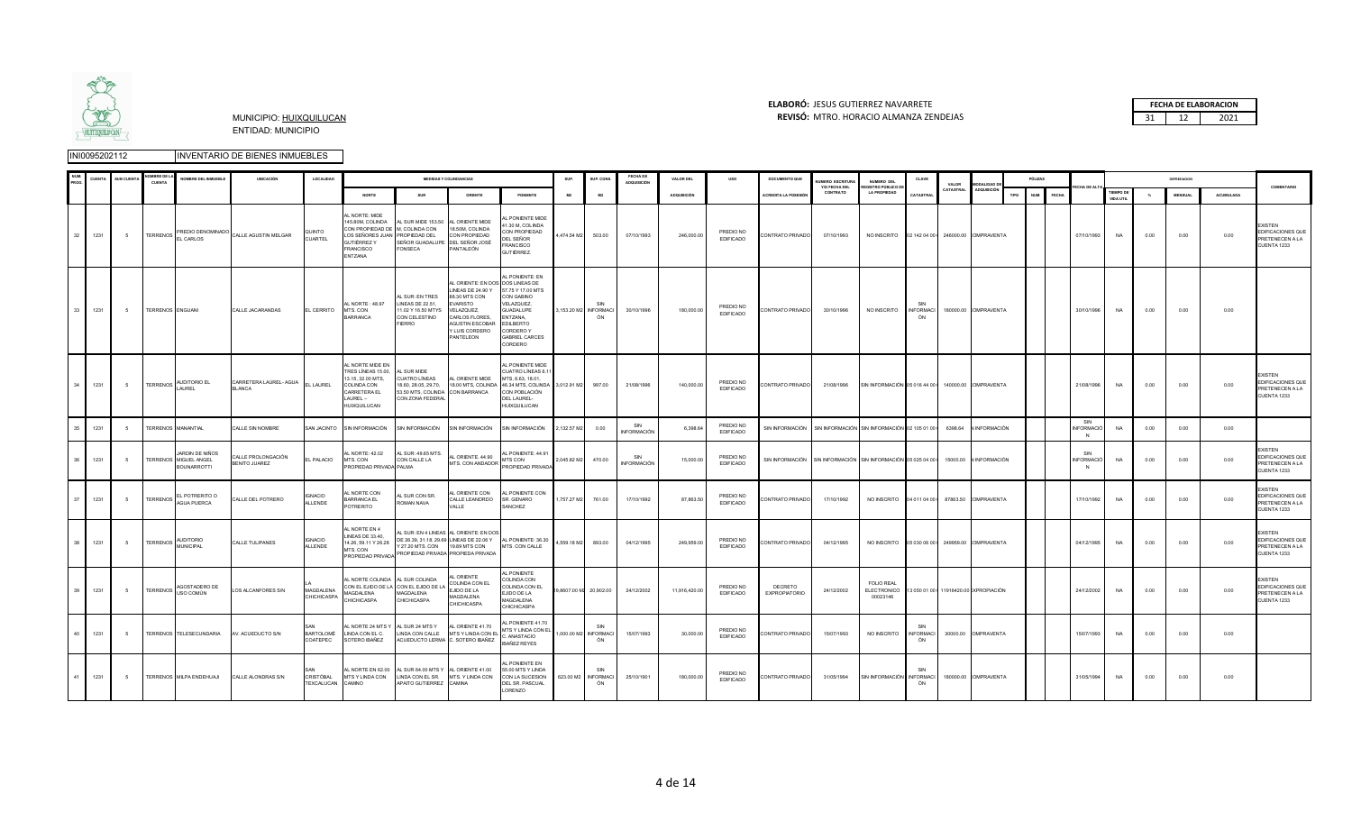MUNICIPIO: HUIXQUILUCAN
ENTIDAD: MUNICIPIO

**ELABORÓ:** JESUS GUTIERREZ NAVARRETE
**REVISÓ:** MTRO. HORACIO ALMANZA ZENDEJAS

| FECHA DE ELABORACION | | |
|---|---|---|
| 31 | 12 | 2021 |

INI0095202112 INVENTARIO DE BIENES INMUEBLES

| NUM. PROG. | CUENTA | SUB CUENTA | NOMBRE DE LA CUENTA | NOMBRE DEL INMUEBLE | UBICACIÓN | LOCALIDAD | MEDIDAS Y COLINDANCIAS | | | | SUP. | SUP. CONS. | FECHA DE ADQUISICIÓN | VALOR DEL ADQUISICIÓN | USO | DOCUMENTO QUE ACREDITA LA POSESIÓN | NUMERO ESCRITURA Y/O FECHA DEL CONTRATO | NUMERO DEL REGISTRO PÚBLICO DE LA PROPIEDAD | CLAVE CATASTRAL | VALOR CATASTRAL | MODALIDAD DE ADQUISICIÓN | PÓLIZAS | | | FECHA DE ALTA | DEPRECIACIÓN | | | | COMENTARIO |
|---|---|---|---|---|---|---|---|---|---|---|---|---|---|---|---|---|---|---|---|---|---|---|---|---|---|---|---|---|---|---|
| | | | | | | | NORTE | SUR | ORIENTE | PONIENTE | M2 | M2 | | | | | | | | | | TIPO | NUM | FECHA | | TIEMPO DE VIDA UTIL | % | MENSUAL | ACUMULADA | |
| 32 | 1231 | 5 | TERRENOS | PREDIO DENOMINADO EL CARLOS | CALLE AGUSTIN MELGAR | QUINTO CUARTEL | AL NORTE: MIDE 145.80M, COLINDA CON PROPIEDAD DE LOS SEÑORES JUAN GUTIÉRREZ Y FRANCISCO ENTZANA | AL SUR MIDE 153.50 M, COLINDA CON PROPIEDAD DEL SEÑOR GUADALUPE FONSECA | AL ORIENTE MIDE 18.50M, COLINDA CON PROPIEDAD DEL SEÑOR JOSÉ PANTALEÓN | AL PONIENTE MIDE 41.30 M, COLINDA CON PROPIEDAD DEL SEÑOR FRANCISCO GUTIÉRREZ | 4,474.54 M2 | 503.00 | 07/10/1993 | 246,000.00 | PREDIO NO EDIFICADO | CONTRATO PRIVADO | 07/10/1993 | NO INSCRITO | 02 142 04 00 | 246000.00 | COMPRAVENTA | | | | 07/10/1993 | NA | 0.00 | 0.00 | 0.00 | EXISTEN EDIFICACIONES QUE PRETENECEN A LA CUENTA 1233 |
| 33 | 1231 | 5 | TERRENOS | ENGUANI | CALLE JACARANDAS | EL CERRITO | AL NORTE : 48.97 MTS. CON BARRANCA | AL SUR: EN TRES LINEAS DE 22.51, 11.02 Y 16.50 MTYS CON CELESTINO FIERRO | AL ORIENTE: EN DOS LINEAS DE 24.90 Y 88.30 MTS CON EVARISTO VELAZQUEZ, CARLOS FLORES, AGUSTIN ESCOBAR Y LUIS CORDERO PANTELEON | AL PONIENTE: EN DOS LINEAS DE 57.75 Y 17.00 MTS CON GABINO VELAZQUEZ, GUADALUPE ENTZANA, EDILBERTO CORDERO Y GABRIEL CARCES CORDERO | 3,153.20 M2 | SIN INFORMACIÓN | 30/10/1996 | 180,000.00 | PREDIO NO EDIFICADO | CONTRATO PRIVADO | 30/10/1996 | NO INSCRITO | SIN INFORMACIÓN | 180000.00 | COMPRAVENTA | | | | 30/10/1996 | NA | 0.00 | 0.00 | 0.00 | |
| 34 | 1231 | 5 | TERRENOS | AUDITORIO EL LAUREL | CARRETERA LAUREL- AGUA BLANCA | EL LAUREL | AL NORTE MIDE EN TRES LÍNEAS 15.00, 13.15, 32.00 MTS, COLINDA CON CARRETERA EL LAUREL – HUIXQUILUCAN | AL SUR MIDE CUATRO LÍNEAS 18.60, 28.05, 29.70, 53.50 MTS, COLINDA CON ZONA FEDERAL | AL ORIENTE MIDE 18.00 MTS, COLINDA CON BARRANCA | AL PONIENTE MIDE CUATRO LÍNEAS 8.11 MTS, 6.63, 18.01, 46.34 MTS, COLINDA CON POBLACIÓN DEL LAUREL-HUIXQUILUCAN | 3,012.91 M2 | 997.00 | 21/08/1996 | 140,000.00 | PREDIO NO EDIFICADO | CONTRATO PRIVADO | 21/08/1996 | SIN INFORMACIÓN | 05 018 44 00 | 140000.00 | COMPRAVENTA | | | | 21/08/1996 | NA | 0.00 | 0.00 | 0.00 | EXISTEN EDIFICACIONES QUE PRETENECEN A LA CUENTA 1233 |
| 35 | 1231 | 5 | TERRENOS | MANANTIAL | CALLE SIN NOMBRE | SAN JACINTO | SIN INFORMACIÓN | SIN INFORMACIÓN | SIN INFORMACIÓN | SIN INFORMACIÓN | 2,132.57 M2 | 0.00 | SIN INFORMACIÓN | 6,398.64 | PREDIO NO EDIFICADO | SIN INFORMACIÓN | SIN INFORMACIÓN | SIN INFORMACIÓN | 02 105 01 00 | 6398.64 | N INFORMACIÓN | | | | SIN INFORMACIÓN | NA | 0.00 | 0.00 | 0.00 | |
| 36 | 1231 | 5 | TERRENOS | JARDIN DE NIÑOS MIGUEL ANGEL BOUNARROTTI | CALLE PROLONGACIÓN BENITO JUAREZ | EL PALACIO | AL NORTE: 42.02 MTS. CON PROPIEDAD PRIVADA | AL SUR: 49.65 MTS. CON CALLE LA PALMA | AL ORIENTE: 44.90 MTS. CON ANDADOR | AL PONIENTE: 44.91 MTS CON PROPIEDAD PRIVADA | 2,045.82 M2 | 470.00 | SIN INFORMACIÓN | 15,000.00 | PREDIO NO EDIFICADO | SIN INFORMACIÓN | SIN INFORMACIÓN | SIN INFORMACIÓN | 05 025 04 00 | 15000.00 | N INFORMACIÓN | | | | SIN INFORMACIÓN | NA | 0.00 | 0.00 | 0.00 | EXISTEN EDIFICACIONES QUE PRETENECEN A LA CUENTA 1233 |
| 37 | 1231 | 5 | TERRENOS | EL POTRERITO O AGUA PUERCA | CALLE DEL POTRERO | IGNACIO ALLENDE | AL NORTE CON BARRANCA EL POTRERITO | AL SUR CON SR. ROMAN NAVA | AL ORIENTE CON CALLE LEANDRO VALLE | AL PONIENTE CON SR. GENARO SANCHEZ | 1,757.27 M2 | 761.00 | 17/10/1992 | 87,863.50 | PREDIO NO EDIFICADO | CONTRATO PRIVADO | 17/10/1992 | NO INSCRITO | 04 011 04 00 | 87863.50 | COMPRAVENTA | | | | 17/10/1992 | NA | 0.00 | 0.00 | 0.00 | EXISTEN EDIFICACIONES QUE PRETENECEN A LA CUENTA 1233 |
| 38 | 1231 | 5 | TERRENOS | AUDITORIO MUNICIPAL | CALLE TULIPANES | IGNACIO ALLENDE | AL NORTE EN 4 LINEAS DE 33.40, 14.26, 59.11 Y 26.28 MTS. CON PROPIEDAD PRIVADA | AL SUR: EN 4 LINEAS DE 26.39, 31.18, 29.69 Y 27.20 MTS. CON PROPIEDAD PRIVADA | AL ORIENTE: EN DOS LINEAS DE 22.00 Y 19.89 MTS CON PROPIEDA PRIVADA | AL PONIENTE: 36.30 MTS. CON CALLE | 4,559.18 M2 | 893.00 | 04/12/1995 | 249,959.00 | PREDIO NO EDIFICADO | CONTRATO PRIVADO | 04/12/1995 | NO INSCRITO | 05 030 06 00 | 249959.00 | COMPRAVENTA | | | | 04/12/1995 | NA | 0.00 | 0.00 | 0.00 | EXISTEN EDIFICACIONES QUE PRETENECEN A LA CUENTA 1233 |
| 39 | 1231 | 5 | TERRENOS | AGOSTADERO DE USO COMÚN | LOS ALCANFORES S/N | LA MAGDALENA CHICHICASPA | AL NORTE COLINDA CON EL EJIDO DE LA MAGDALENA CHICHICASPA | AL SUR COLINDA CON EL EJIDO DE LA MAGDALENA CHICHICASPA | AL ORIENTE COLINDA CON EL EJIDO DE LA MAGDALENA CHICHICASPA | AL PONIENTE COLINDA CON EL EJIDO DE LA MAGDALENA CHICHICASPA | 99,8607.00 M2 | 20,902.00 | 24/12/2002 | 11,916,420.00 | PREDIO NO EDIFICADO | DECRETO EXPROPIATORIO | 24/12/2002 | FOLIO REAL ELECTRONICO 00023146 | 13 050 01 00 | 11916420.00 | EXPROPIACIÓN | | | | 24/12/2002 | NA | 0.00 | 0.00 | 0.00 | EXISTEN EDIFICACIONES QUE PRETENECEN A LA CUENTA 1233 |
| 40 | 1231 | 5 | TERRENOS | TELESECUNDARIA | AV. ACUEDUCTO S/N | SAN BARTOLOMÉ COATEPEC | AL NORTE 24 MTS Y LINDA CON EL C. SOTERO IBAÑEZ | AL SUR 24 MTS Y LINDA CON CALLE ACUEDUCTO LERMA | AL ORIENTE 41.70 MTS Y LINDA CON EL C. SOTERO IBAÑEZ | AL PONIENTE 41.70 MTS Y LINDA CON EL C. ANASTACIO IBAÑEZ REYES | 1,000.00 M2 | SIN INFORMACIÓN | 15/07/1993 | 30,000.00 | PREDIO NO EDIFICADO | CONTRATO PRIVADO | 15/07/1993 | NO INSCRITO | SIN INFORMACIÓN | 30000.00 | COMPRAVENTA | | | | 15/07/1993 | NA | 0.00 | 0.00 | 0.00 | |
| 41 | 1231 | 5 | TERRENOS | MILPA ENDEHUAJI | CALLE ALONDRAS S/N | SAN CRISTÓBAL TEXCALUCAN | AL NORTE EN 62.00 MTS Y LINDA CON CAMINO | AL SUR 64.00 MTS Y LINDA CON EL SR. APAITO GUTIERREZ | AL ORIENTE 41.00 MTS. Y LINDA CON CAMINA | AL PONIENTE EN 55.00 MTS Y LINDA CON LA SUCESION DEL SR. PASCUAL LORENZO | 823.00 M2 | SIN INFORMACIÓN | 25/10/1901 | 180,000.00 | PREDIO NO EDIFICADO | CONTRATO PRIVADO | 31/05/1994 | SIN INFORMACIÓN | SIN INFORMACIÓN | 180000.00 | COMPRAVENTA | | | | 31/05/1994 | NA | 0.00 | 0.00 | 0.00 | |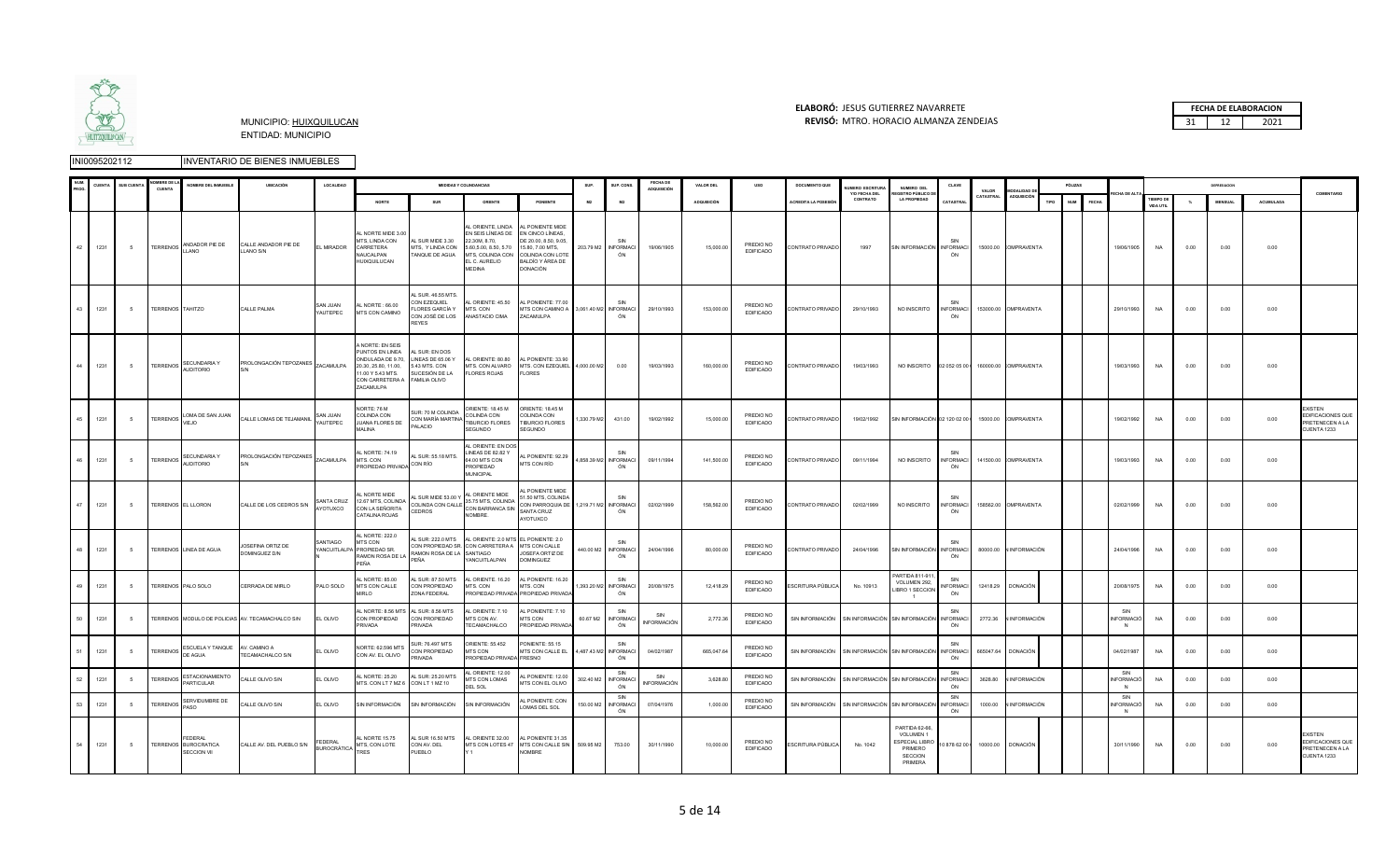MUNICIPIO: HUIXQUILUCAN
ENTIDAD: MUNICIPIO

**ELABORÓ:** JESUS GUTIERREZ NAVARRETE
**REVISÓ:** MTRO. HORACIO ALMANZA ZENDEJAS

| FECHA DE ELABORACION | | |
|---|---|---|
| 31 | 12 | 2021 |

INI0095202112 INVENTARIO DE BIENES INMUEBLES

| NUM. PROG. | CUENTA | SUB CUENTA | NOMBRE DE LA CUENTA | NOMBRE DEL INMUEBLE | UBICACIÓN | LOCALIDAD | MEDIDAS Y COLINDANCIAS | | | | SUP. | SUP. CONS. | FECHA DE ADQUISICIÓN | VALOR DEL | USO | DOCUMENTO QUE | NUMERO ESCRITURA Y/O FECHA DEL | NUMERO DEL REGISTRO PÚBLICO DE | CLAVE | VALOR | MODALIDAD DE | PÓLIZAS | | | FECHA DE ALTA | DEPRECIACION | | | | COMENTARIO |
|---|---|---|---|---|---|---|---|---|---|---|---|---|---|---|---|---|---|---|---|---|---|---|---|---|---|---|---|---|---|---|
| | | | | | | | NORTE | SUR | ORIENTE | PONIENTE | M2 | M2 | | ADQUISICIÓN | | ACREDITA LA POSESIÓN | CONTRATO | LA PROPIEDAD | CATASTRAL | CATASTRAL | ADQUISICIÓN | TIPO | NUM | FECHA | | TIEMPO DE VIDA UTIL | % | MENSUAL | ACUMULADA | |
| 42 | 1231 | 5 | TERRENOS | ANDADOR PIE DE LLANO | CALLE ANDADOR PIE DE LLANO S/N | EL MIRADOR | AL NORTE MIDE 3.00 MTS, LINDA CON CARRETERA NAUCALPAN HUIXQUILUCAN | AL SUR MIDE 3.30 MTS, Y LINDA CON TANQUE DE AGUA | AL ORIENTE, LINDA EN SEIS LÍNEAS DE 22.30M, 8.70, 5.60,5.00, 8.50, 5.70 MTS, COLINDA CON EL C. AURELIO MEDINA | AL PONIENTE MIDE EN CINCO LÍNEAS, DE 20.00, 8.50, 9.05, 15.80, 7.00 MTS, COLINDA CON LOTE BALDÍO Y ÁREA DE DONACIÓN | 203.79 M2 | SIN INFORMACIÓN | 19/06/1905 | 15,000.00 | PREDIO NO EDIFICADO | CONTRATO PRIVADO | 1997 | SIN INFORMACIÓN | SIN INFORMACIÓN | 15000.00 | COMPRAVENTA | | | | 19/06/1905 | NA | 0.00 | 0.00 | 0.00 | |
| 43 | 1231 | 5 | TERRENOS | TAHITZO | CALLE PALMA | SAN JUAN YAUTEPEC | AL NORTE : 66.00 MTS CON CAMINO | AL SUR: 46.55 MTS. CON EZEQUIEL FLORES GARCÍA Y CON JOSÉ DE LOS REYES | AL ORIENTE: 45.50 MTS. CON ANASTACIO CIMA | AL PONIENTE: 77.00 MTS CON CAMINO A ZACAMULPA | 3,061.40 M2 | SIN INFORMACIÓN | 29/10/1993 | 153,000.00 | PREDIO NO EDIFICADO | CONTRATO PRIVADO | 29/10/1993 | NO INSCRITO | SIN INFORMACIÓN | 153000.00 | COMPRAVENTA | | | | 29/10/1993 | NA | 0.00 | 0.00 | 0.00 | |
| 44 | 1231 | 5 | TERRENOS | SECUNDARIA Y AUDITORIO | PROLONGACIÓN TEPOZANES S/N | ZACAMULPA | A NORTE: EN SEIS PUNTOS EN LINEA ONDULADA DE 9.70, 20.30, 25.80, 11.00, 11.00 Y 5.43 MTS. CON CARRETERA A ZACAMULPA | AL SUR: EN DOS LINEAS DE 65.06 Y 5.43 MTS. CON SUCESIÓN DE LA FAMILIA OLIVO | AL ORIENTE: 80.80 MTS. CON ALVARO FLORES ROJAS | AL PONIENTE: 33.90 MTS. CON EZEQUIEL FLORES | 4,000.00 M2 | 0.00 | 19/03/1993 | 160,000.00 | PREDIO NO EDIFICADO | CONTRATO PRIVADO | 19/03/1993 | NO INSCRITO | 02 052 05 00 | 160000.00 | COMPRAVENTA | | | | 19/03/1993 | NA | 0.00 | 0.00 | 0.00 | |
| 45 | 1231 | 5 | TERRENOS | LOMA DE SAN JUAN VIEJO | CALLE LOMAS DE TEJAMANIL | SAN JUAN YAUTEPEC | NORTE: 78 M COLINDA CON JUANA FLORES DE MALINA | SUR: 70 M COLINDA CON MARÍA MARTINA PALACIO | ORIENTE: 18.45 M COLINDA CON TIBURCIO FLORES SEGUNDO | ORIENTE: 18.45 M COLINDA CON TIBURCIO FLORES SEGUNDO | 1,330.79 M2 | 431.00 | 19/02/1992 | 15,000.00 | PREDIO NO EDIFICADO | CONTRATO PRIVADO | 19/02/1992 | SIN INFORMACIÓN | 02 120 02 00 | 15000.00 | COMPRAVENTA | | | | 19/02/1992 | NA | 0.00 | 0.00 | 0.00 | EXISTEN EDIFICACIONES QUE PRETENECEN A LA CUENTA 1233 |
| 46 | 1231 | 5 | TERRENOS | SECUNDARIA Y AUDITORIO | PROLONGACIÓN TEPOZANES S/N | ZACAMULPA | AL NORTE: 74.19 MTS. CON PROPIEDAD PRIVADA | AL SUR: 55.18 MTS. CON RÍO | AL ORIENTE: EN DOS LÍNEAS DE 82.82 Y 64.00 MTS CON PROPIEDAD MUNICIPAL | AL PONIENTE: 92.29 MTS CON RÍO | 4,858.39 M2 | SIN INFORMACIÓN | 09/11/1994 | 141,500.00 | PREDIO NO EDIFICADO | CONTRATO PRIVADO | 09/11/1994 | NO INSCRITO | SIN INFORMACIÓN | 141500.00 | COMPRAVENTA | | | | 19/03/1993 | NA | 0.00 | 0.00 | 0.00 | |
| 47 | 1231 | 5 | TERRENOS | EL LLORON | CALLE DE LOS CEDROS S/N | SANTA CRUZ AYOTUXCO | AL NORTE MIDE 12.67 MTS, COLINDA CON LA SEÑORITA CATALINA ROJAS | AL SUR MIDE 53.00 Y COLINDA CON CALLE CEDROS | AL ORIENTE MIDE 35.75 MTS, COLINDA CON BARRANCA SIN NOMBRE. | AL PONIENTE MIDE 31.50 MTS, COLINDA CON PARROQUIA DE SANTA CRUZ AYOTUXCO | 1,219.71 M2 | SIN INFORMACIÓN | 02/02/1999 | 158,562.00 | PREDIO NO EDIFICADO | CONTRATO PRIVADO | 02/02/1999 | NO INSCRITO | SIN INFORMACIÓN | 158562.00 | COMPRAVENTA | | | | 02/02/1999 | NA | 0.00 | 0.00 | 0.00 | |
| 48 | 1231 | 5 | TERRENOS | LINEA DE AGUA | JOSEFINA ORTIZ DE DOMINGUEZ D/N | SANTIAGO YANCUITLALPAN | AL NORTE: 222.0 MTS CON PROPIEDAD SR. RAMON ROSA DE LA PEÑA | AL SUR: 222.0 MTS CON PROPIEDAD SR. RAMON ROSA DE LA PEÑA | AL ORIENTE: 2.0 MTS CON CARRETERA A SANTIAGO YANCUITLALPAN | EL PONIENTE: 2.0 MTS CON CALLE JOSEFA ORTIZ DE DOMINGUEZ | 440.00 M2 | SIN INFORMACIÓN | 24/04/1996 | 80,000.00 | PREDIO NO EDIFICADO | CONTRATO PRIVADO | 24/04/1996 | SIN INFORMACIÓN | SIN INFORMACIÓN | 80000.00 | SIN INFORMACIÓN | | | | 24/04/1996 | NA | 0.00 | 0.00 | 0.00 | |
| 49 | 1231 | 5 | TERRENOS | PALO SOLO | CERRADA DE MIRLO | PALO SOLO | AL NORTE: 85.00 MTS CON CALLE MIRLO | AL SUR: 87.50 MTS CON PROPIEDAD ZONA FEDERAL | AL ORIENTE: 16.20 MTS. CON PROPIEDAD PRIVADA | AL PONIENTE: 16.20 MTS. CON PROPIEDAD PRIVADA | 1,393.20 M2 | SIN INFORMACIÓN | 20/08/1975 | 12,418.29 | PREDIO NO EDIFICADO | ESCRITURA PÚBLICA | No. 10913 | PARTIDA 811-911, VOLUMEN 292, LIBRO 1 SECCION 1 | SIN INFORMACIÓN | 12418.29 | DONACIÓN | | | | 20/08/1975 | NA | 0.00 | 0.00 | 0.00 | |
| 50 | 1231 | 5 | TERRENOS | MODULO DE POLICIAS | AV. TECAMACHALCO S/N | EL OLIVO | AL NORTE: 8.56 MTS CON PROPIEDAD PRIVADA | AL SUR: 8.56 MTS CON PROPIEDAD PRIVADA | AL ORIENTE: 7.10 MTS CON AV. TECAMACHALCO | AL PONIENTE: 7.10 MTS CON PROPIEDAD PRIVADA | 60.67 M2 | SIN INFORMACIÓN | SIN INFORMACIÓN | 2,772.36 | PREDIO NO EDIFICADO | SIN INFORMACIÓN | SIN INFORMACIÓN | SIN INFORMACIÓN | SIN INFORMACIÓN | 2772.36 | SIN INFORMACIÓN | | | | SIN INFORMACIÓN | NA | 0.00 | 0.00 | 0.00 | |
| 51 | 1231 | 5 | TERRENOS | ESCUELA Y TANQUE DE AGUA | AV. CAMINO A TECAMACHALCO S/N | EL OLIVO | NORTE: 62.596 MTS CON AV. EL OLIVO | SUR: 76.497 MTS CON PROPIEDAD PRIVADA | ORIENTE: 55.452 MTS CON PROPIEDAD PRIVADA | PONIENTE: 55.15 MTS CON CALLE EL FRESNO | 4,487.43 M2 | SIN INFORMACIÓN | 04/02/1987 | 665,047.64 | PREDIO NO EDIFICADO | SIN INFORMACIÓN | SIN INFORMACIÓN | SIN INFORMACIÓN | SIN INFORMACIÓN | 665047.64 | DONACIÓN | | | | 04/02/1987 | NA | 0.00 | 0.00 | 0.00 | |
| 52 | 1231 | 5 | TERRENOS | ESTACIONAMIENTO PARTICULAR | CALLE OLIVO S/N | EL OLIVO | AL NORTE: 25.20 MTS. CON LT 7 MZ 6 | AL SUR: 25.20 MTS CON LT 1 MZ 10 | AL ORIENTE: 12.00 MTS CON LOMAS DEL SOL | AL PONIENTE: 12.00 MTS CON EL OLIVO | 302.40 M2 | SIN INFORMACIÓN | SIN INFORMACIÓN | 3,628.80 | PREDIO NO EDIFICADO | SIN INFORMACIÓN | SIN INFORMACIÓN | SIN INFORMACIÓN | SIN INFORMACIÓN | 3628.80 | SIN INFORMACIÓN | | | | SIN INFORMACIÓN | NA | 0.00 | 0.00 | 0.00 | |
| 53 | 1231 | 5 | TERRENOS | SERVIDUMBRE DE PASO | CALLE OLIVO S/N | EL OLIVO | SIN INFORMACIÓN | SIN INFORMACIÓN | SIN INFORMACIÓN | AL PONIENTE: CON LOMAS DEL SOL | 150.00 M2 | SIN INFORMACIÓN | 07/04/1976 | 1,000.00 | PREDIO NO EDIFICADO | SIN INFORMACIÓN | SIN INFORMACIÓN | SIN INFORMACIÓN | SIN INFORMACIÓN | 1000.00 | SIN INFORMACIÓN | | | | SIN INFORMACIÓN | NA | 0.00 | 0.00 | 0.00 | |
| 54 | 1231 | 5 | TERRENOS | FEDERAL BUROCRATICA SECCION VII | CALLE AV. DEL PUEBLO S/N | FEDERAL BUROCRÁTICA | AL NORTE 15.78 MTS. CON LOTE TRES | AL SUR 16.50 MTS CON AV. DEL PUEBLO | AL ORIENTE 32.00 MTS CON LOTES 47 Y 1 | AL PONIENTE 31.35 MTS CON CALLE SIN NOMBRE | 509.95 M2 | 753.00 | 30/11/1990 | 10,000.00 | PREDIO NO EDIFICADO | ESCRITURA PÚBLICA | No. 1042 | PARTIDA 62-66, VOLUMEN 1 ESPECIAL LIBRO PRIMERO SECCION PRIMERA | 10 878 62 00 | 10000.00 | DONACIÓN | | | | 30/11/1990 | NA | 0.00 | 0.00 | 0.00 | EXISTEN EDIFICACIONES QUE PRETENECEN A LA CUENTA 1233 |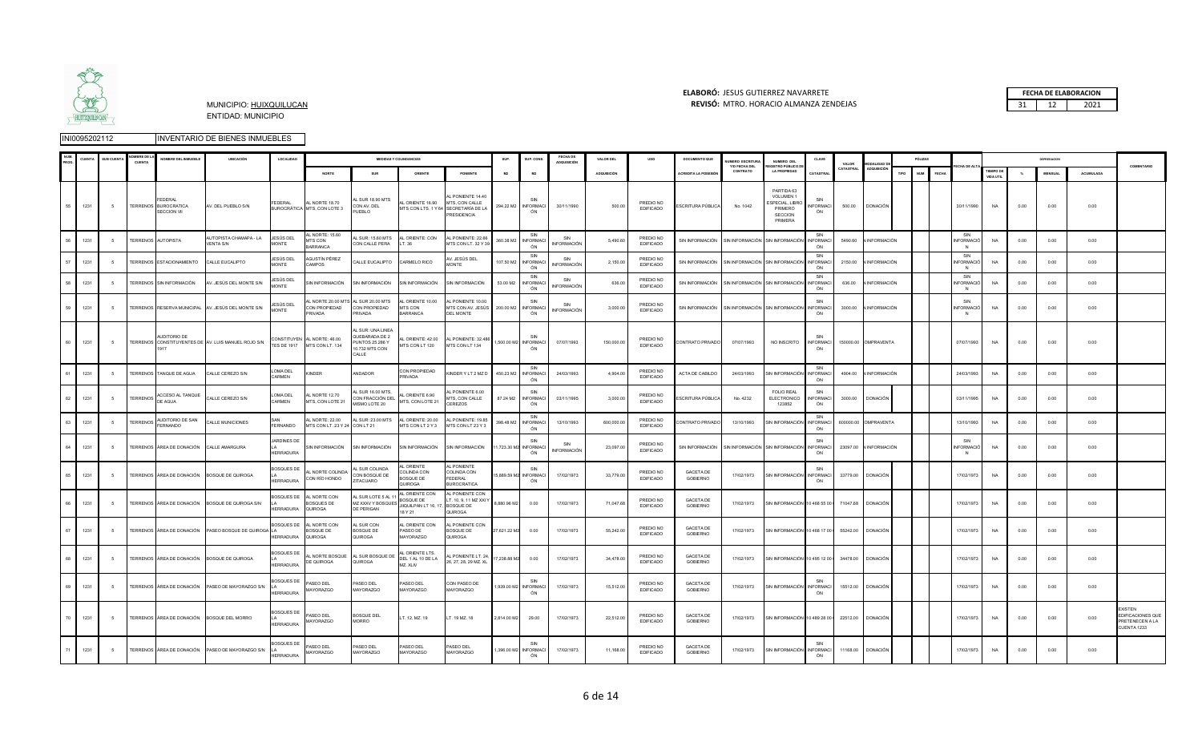MUNICIPIO: HUIXQUILUCAN
ENTIDAD: MUNICIPIO

**ELABORÓ:** JESUS GUTIERREZ NAVARRETE
**REVISÓ:** MTRO. HORACIO ALMANZA ZENDEJAS

| FECHA DE ELABORACION | | |
|---|---|---|
| 31 | 12 | 2021 |

INI00952021112 INVENTARIO DE BIENES INMUEBLES

| NUM. PROG. | CUENTA | SUB CUENTA | NOMBRE DE LA CUENTA | NOMBRE DEL INMUEBLE | UBICACIÓN | LOCALIDAD | MEDIDAS Y COLINDANCIAS | | | | SUP. | SUP. CONS. | FECHA DE ADQUISICIÓN | VALOR DEL | USO | DOCUMENTO QUE | NUMERO ESCRITURA Y/O FECHA DEL | NUMERO DEL REGISTRO PÚBLICO DE | CLAVE | VALOR | MODALIDAD DE | PÓLIZAS | | | FECHA DE ALTA | DEPRECIACION | | | | COMENTARIO |
|---|---|---|---|---|---|---|---|---|---|---|---|---|---|---|---|---|---|---|---|---|---|---|---|---|---|---|---|---|---|---|
| | | | | | | | NORTE | SUR | ORIENTE | PONIENTE | M2 | M2 | | ADQUISICIÓN | | ACREDITA LA POSESIÓN | CONTRATO | LA PROPIEDAD | CATASTRAL | CATASTRAL | ADQUISICIÓN | TIPO | NUM | FECHA | | TIEMPO DE VIDA UTIL | % | MENSUAL | ACUMULADA | |
| 55 | 1231 | 5 | TERRENOS | FEDERAL BUROCRATICA SECCION VII | AV. DEL PUEBLO S/N | FEDERAL BUROCRÁTICA | AL NORTE 18.70 MTS, CON LOTE 3 | AL SUR 18.90 MTS CON AV. DEL PUEBLO | AL ORIENTE 18.90 MTS CON LTS. 1 Y 64 | AL PONIENTE 14.40 MTS, CON CALLE SECRETARÍA DE LA PRESIDENCIA | 294.22 M2 | SIN INFORMACIÓN | 30/11/1990 | 500.00 | PREDIO NO EDIFICADO | ESCRITURA PÚBLICA | No. 1042 | PARTIDA 63 VOLUMEN 1 ESPECIAL LIBRO PRIMERO SECCION PRIMERA | SIN INFORMACIÓN | 500.00 | DONACIÓN | | | | 30/11/1990 | NA | 0.00 | 0.00 | 0.00 | |
| 56 | 1231 | 5 | TERRENOS | AUTOPISTA | AUTOPISTA CHAMAPA - LA VENTA S/N | JESÚS DEL MONTE | AL NORTE: 15.60 MTS CON BARRANCA | AL SUR: 15.60 MTS CON CALLE PERA | AL ORIENTE: CON LT. 36 | AL PONIENTE: 22.66 MTS CON LT. 32 Y 39 | 360.38 M2 | SIN INFORMACIÓN | SIN INFORMACIÓN | 5,490.60 | PREDIO NO EDIFICADO | SIN INFORMACIÓN | SIN INFORMACIÓN | SIN INFORMACIÓN | SIN INFORMACIÓN | 5490.60 | SIN INFORMACIÓN | | | | SIN INFORMACIÓN | NA | 0.00 | 0.00 | 0.00 | |
| 57 | 1231 | 5 | TERRENOS | ESTACIONAMIENTO | CALLE EUCALIPTO | JESÚS DEL MONTE | AGUSTÍN PÉREZ CAMPOS | CALLE EUCALIPTO | CARMELO RICO | AV. JESÚS DEL MONTE | 107.50 M2 | SIN INFORMACIÓN | SIN INFORMACIÓN | 2,150.00 | PREDIO NO EDIFICADO | SIN INFORMACIÓN | SIN INFORMACIÓN | SIN INFORMACIÓN | SIN INFORMACIÓN | 2150.00 | SIN INFORMACIÓN | | | | SIN INFORMACIÓN | NA | 0.00 | 0.00 | 0.00 | |
| 58 | 1231 | 5 | TERRENOS | SIN INFORMACIÓN | AV. JESÚS DEL MONTE S/N | JESÚS DEL MONTE | SIN INFORMACIÓN | SIN INFORMACIÓN | SIN INFORMACIÓN | SIN INFORMACIÓN | 53.00 M2 | SIN INFORMACIÓN | SIN INFORMACIÓN | 636.00 | PREDIO NO EDIFICADO | SIN INFORMACIÓN | SIN INFORMACIÓN | SIN INFORMACIÓN | SIN INFORMACIÓN | 636.00 | SIN INFORMACIÓN | | | | SIN INFORMACIÓN | NA | 0.00 | 0.00 | 0.00 | |
| 59 | 1231 | 5 | TERRENOS | RESERVA MUNICIPAL | AV. JESÚS DEL MONTE S/N | JESÚS DEL MONTE | AL NORTE 20.00 MTS CON PROPIEDAD PRIVADA | AL SUR 20.00 MTS CON PROPIEDAD PRIVADA | AL ORIENTE 10.00 MTS CON BARRANCA | AL PONIENTE 10.00 MTS CON AV. JESÚS DEL MONTE | 200.00 M2 | SIN INFORMACIÓN | SIN INFORMACIÓN | 3,000.00 | PREDIO NO EDIFICADO | SIN INFORMACIÓN | SIN INFORMACIÓN | SIN INFORMACIÓN | SIN INFORMACIÓN | 3000.00 | SIN INFORMACIÓN | | | | SIN INFORMACIÓN | NA | 0.00 | 0.00 | 0.00 | |
| 60 | 1231 | 5 | TERRENOS | AUDITORIO DE CONSTITUYENTES DE 1917 | AV. LUIS MANUEL ROJO S/N | CONSTITUYENTES DE 1917 | AL NORTE: 46.00 MTS CON LT. 134 | AL SUR: UNA LINEA QUEBRADA DE 2 PUNTOS 25.288 Y 10.732 MTS CON CALLE | AL ORIENTE: 42.00 MTS CON LT 120 | AL PONIENTE: 32.486 MTS CON LT 134 | 1,500.00 M2 | SIN INFORMACIÓN | 07/07/1993 | 150,000.00 | PREDIO NO EDIFICADO | CONTRATO PRIVADO | 07/07/1993 | NO INSCRITO | SIN INFORMACIÓN | 150000.00 | COMPRAVENTA | | | | 07/07/1993 | NA | 0.00 | 0.00 | 0.00 | |
| 61 | 1231 | 5 | TERRENOS | TANQUE DE AGUA | CALLE CEREZO S/N | LOMA DEL CARMEN | KINDER | ANDADOR | CON PROPIEDAD PRIVADA | KINDER Y LT 2 MZ D | 450.23 M2 | SIN INFORMACIÓN | 24/03/1993 | 4,904.00 | PREDIO NO EDIFICADO | ACTA DE CABILDO | 24/03/1993 | SIN INFORMACIÓN | SIN INFORMACIÓN | 4904.00 | SIN INFORMACIÓN | | | | 24/03/1993 | NA | 0.00 | 0.00 | 0.00 | |
| 62 | 1231 | 5 | TERRENOS | ACCESO AL TANQUE DE AGUA | CALLE CEREZO S/N | LOMA DEL CARMEN | AL NORTE 12.70 MTS. CON LOTE 21 | AL SUR 16.00 MTS. CON FRACCIÓN DEL MISMO LOTE 20 | AL ORIENTE 6.90 MTS, CON LOTE 21 | AL PONIENTE 6.00 MTS, CON CALLE CEREZOS | 87.24 M2 | SIN INFORMACIÓN | 03/11/1995 | 3,000.00 | PREDIO NO EDIFICADO | ESCRITURA PÚBLICA | No. 4232 | FOLIO REAL ELECTRONICO 123852 | SIN INFORMACIÓN | 3000.00 | DONACIÓN | | | | 03/11/1995 | NA | 0.00 | 0.00 | 0.00 | |
| 63 | 1231 | 5 | TERRENOS | AUDITORIO DE SAN FERNANDO | CALLE MUNICIONES | SAN FERNANDO | AL NORTE: 22.00 MTS CON LT. 23 Y 24 | AL SUR: 23.00 MTS CON LT 21 | AL ORIENTE: 20.00 MTS CON LT 2 Y 3 | AL PONIENTE: 19.65 MTS CON LT 23 Y 2 | 398.48 M2 | SIN INFORMACIÓN | 13/10/1993 | 600,000.00 | PREDIO NO EDIFICADO | CONTRATO PRIVADO | 13/10/1993 | SIN INFORMACIÓN | SIN INFORMACIÓN | 600000.00 | COMPRAVENTA | | | | 13/10/1993 | NA | 0.00 | 0.00 | 0.00 | |
| 64 | 1231 | 5 | TERRENOS | ÁREA DE DONACIÓN | CALLE AMARGURA | JARDINES DE LA HERRADURA | SIN INFORMACIÓN | SIN INFORMACIÓN | SIN INFORMACIÓN | SIN INFORMACIÓN | 11,723.30 M2 | SIN INFORMACIÓN | SIN INFORMACIÓN | 23,097.00 | PREDIO NO EDIFICADO | SIN INFORMACIÓN | SIN INFORMACIÓN | SIN INFORMACIÓN | SIN INFORMACIÓN | 23097.00 | SIN INFORMACIÓN | | | | SIN INFORMACIÓN | NA | 0.00 | 0.00 | 0.00 | |
| 65 | 1231 | 5 | TERRENOS | ÁREA DE DONACIÓN | BOSQUE DE QUIROGA | BOSQUES DE LA HERRADURA | AL NORTE COLINDA CON RÍO HONDO | AL SUR COLINDA CON BOSQUE DE ZITACUARO | AL ORIENTE COLINDA CON BOSQUE DE QUIROGA | AL PONIENTE COLINDA CON FEDERAL BUROCRATICA | 15,889.59 M2 | SIN INFORMACIÓN | 17/02/1973 | 33,779.00 | PREDIO NO EDIFICADO | GACETA DE GOBIERNO | 17/02/1973 | SIN INFORMACIÓN | SIN INFORMACIÓN | 33779.00 | DONACIÓN | | | | 17/02/1973 | NA | 0.00 | 0.00 | 0.00 | |
| 66 | 1231 | 5 | TERRENOS | ÁREA DE DONACIÓN | BOSQUE DE QUIROGA S/N | BOSQUES DE LA HERRADURA | AL NORTE CON BOSQUES DE QUIROGA | AL SUR LOTE 5 AL 11 MZ XXXV Y BOSQUES DE PERIGAN | AL ORIENTE CON BOSQUE DE JIQUILPAN LT 16, 17, 18 Y 21 | AL PONIENTE CON LT. 10, 9, 11 MZ XXIV Y BOSQUE DE QUIROGA | 8,880.96 M2 | 0.00 | 17/02/1973 | 71,047.68 | PREDIO NO EDIFICADO | GACETA DE GOBIERNO | 17/02/1973 | SIN INFORMACIÓN | 10 468 55 00 | 71047.68 | DONACIÓN | | | | 17/02/1973 | NA | 0.00 | 0.00 | 0.00 | |
| 67 | 1231 | 5 | TERRENOS | ÁREA DE DONACIÓN | PASEO BOSQUE DE QUIROGA | BOSQUES DE LA HERRADURA | AL NORTE CON BOSQUE DE QUIROGA | AL SUR CON BOSQUE DE QUIROGA | AL ORIENTE CON PASEO DE MAYORAZGO | AL PONIENTE CON BOSQUE DE QUIROGA | 27,621.22 M2 | 0.00 | 17/02/1973 | 55,242.00 | PREDIO NO EDIFICADO | GACETA DE GOBIERNO | 17/02/1973 | SIN INFORMACIÓN | 10 468 17 00 | 55242.00 | DONACIÓN | | | | 17/02/1973 | NA | 0.00 | 0.00 | 0.00 | |
| 68 | 1231 | 5 | TERRENOS | ÁREA DE DONACIÓN | BOSQUE DE QUIROGA | BOSQUES DE LA HERRADURA | AL NORTE BOSQUE DE QUIROGA | AL SUR BOSQUE DE QUIROGA | AL ORIENTE LTS. DEL 1 AL 10 DE LA MZ. XLIV | AL PONIENTE LT. 24, 26, 27, 28, 29 MZ. XL | 17,238.88 M2 | 0.00 | 17/02/1973 | 34,478.00 | PREDIO NO EDIFICADO | GACETA DE GOBIERNO | 17/02/1973 | SIN INFORMACIÓN | 10 495 12 00 | 34478.00 | DONACIÓN | | | | 17/02/1973 | NA | 0.00 | 0.00 | 0.00 | |
| 69 | 1231 | 5 | TERRENOS | ÁREA DE DONACIÓN | PASEO DE MAYORAZGO S/N | BOSQUES DE LA HERRADURA | PASEO DEL MAYORAZGO | PASEO DEL MAYORAZGO | PASEO DEL MAYORAZGO | CON PASEO DE MAYORAZGO | 1,939.00 M2 | SIN INFORMACIÓN | 17/02/1973 | 15,512.00 | PREDIO NO EDIFICADO | GACETA DE GOBIERNO | 17/02/1973 | SIN INFORMACIÓN | SIN INFORMACIÓN | 15512.00 | DONACIÓN | | | | 17/02/1973 | NA | 0.00 | 0.00 | 0.00 | |
| 70 | 1231 | 5 | TERRENOS | ÁREA DE DONACIÓN | BOSQUE DEL MORRO | BOSQUES DE LA HERRADURA | PASEO DEL MAYORAZGO | BOSQUE DEL MORRO | LT. 12, MZ. 19 | LT. 19 MZ. 18 | 2,814.00 M2 | 29.00 | 17/02/1973 | 22,512.00 | PREDIO NO EDIFICADO | GACETA DE GOBIERNO | 17/02/1973 | SIN INFORMACIÓN | 10 489 28 00 | 22512.00 | DONACIÓN | | | | 17/02/1973 | NA | 0.00 | 0.00 | 0.00 | EXISTEN EDIFICACIONES QUE PRETENECEN A LA CUENTA 1233 |
| 71 | 1231 | 5 | TERRENOS | ÁREA DE DONACIÓN | PASEO DE MAYORAZGO S/N | BOSQUES DE LA HERRADURA | PASEO DEL MAYORAZGO | PASEO DEL MAYORAZGO | PASEO DEL MAYORAZGO | PASEO DEL MAYORAZGO | 1,396.00 M2 | SIN INFORMACIÓN | 17/02/1973 | 11,168.00 | PREDIO NO EDIFICADO | GACETA DE GOBIERNO | 17/02/1973 | SIN INFORMACIÓN | SIN INFORMACIÓN | 11168.00 | DONACIÓN | | | | 17/02/1973 | NA | 0.00 | 0.00 | 0.00 | |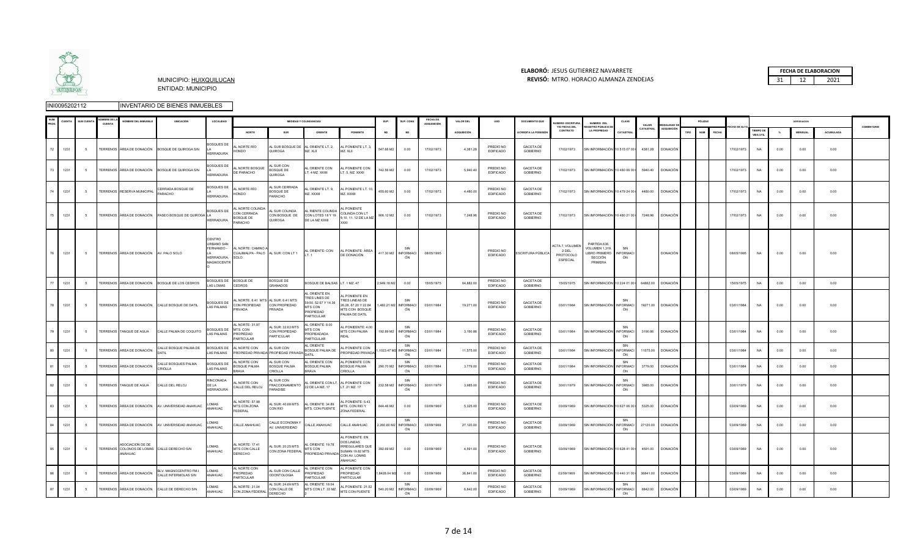MUNICIPIO: HUIXQUILUCAN
ENTIDAD: MUNICIPIO

**ELABORÓ:** JESUS GUTIERREZ NAVARRETE
**REVISÓ:** MTRO. HORACIO ALMANZA ZENDEJAS

| FECHA DE ELABORACION | | |
|---|---|---|
| 31 | 12 | 2021 |

INI0095202112 INVENTARIO DE BIENES INMUEBLES

| NUM. PROG. | CUENTA | SUB CUENTA | NOMBRE DE LA CUENTA | NOMBRE DEL INMUEBLE | UBICACIÓN | LOCALIDAD | MEDIDAS Y COLINDANCIAS | | | | SUP. | SUP. CONS. | FECHA DE ADQUISICIÓN | VALOR DEL | USO | DOCUMENTO QUE | NUMERO ESCRITURA Y/O FECHA DEL | NUMERO DEL REGISTRO PÚBLICO DE | CLAVE | VALOR | MODALIDAD DE | PÓLIZAS | | | FECHA DE ALTA | DEPRECIACIÓN | | | | COMENTARIO |
|---|---|---|---|---|---|---|---|---|---|---|---|---|---|---|---|---|---|---|---|---|---|---|---|---|---|---|---|---|---|---|
| | | | | | | | NORTE | SUR | ORIENTE | PONIENTE | M2 | M2 | | ADQUISICIÓN | | ACREDITA LA POSESIÓN | CONTRATO | LA PROPIEDAD | CATASTRAL | CATASTRAL | ADQUISICIÓN | TIPO | NUM | FECHA | | TIEMPO DE VIDA UTIL | % | MENSUAL | ACUMULADA | |
| 72 | 1231 | 5 | TERRENOS | ÁREA DE DONACIÓN | BOSQUE DE QUIROGA S/N | BOSQUES DE LA HERRADURA | AL NORTE RÍO HONDO | AL SUR BOSQUE DE QUIROGA | AL ORIENTE LT. 2, MZ. XLII | AL PONIENTE LT. 3, MZ. XLII | 547.66 M2 | 0.00 | 17/02/1973 | 4,381.28 | PREDIO NO EDIFICADO | GACETA DE GOBIERNO | 17/02/1973 | SIN INFORMACIÓN | 10 515 07 00 | 4381.28 | DONACIÓN | | | | 17/02/1973 | NA | 0.00 | 0.00 | 0.00 | |
| 73 | 1231 | 5 | TERRENOS | ÁREA DE DONACIÓN | BOSQUE DE QUIROGA S/N | BOSQUES DE LA HERRADURA | AL NORTE BOSQUE DE PARACHO | AL SUR CON BOSQUE DE QUIROGA | AL ORIENTE CON LT. 4 MZ. XXXII | AL PONIENTE CON LT. 5, MZ. XXXII | 742.56 M2 | 0.00 | 17/02/1973 | 5,940.40 | PREDIO NO EDIFICADO | GACETA DE GOBIERNO | 17/02/1973 | SIN INFORMACIÓN | 10 480 06 00 | 5940.40 | DONACIÓN | | | | 17/02/1973 | NA | 0.00 | 0.00 | 0.00 | |
| 74 | 1231 | 5 | TERRENOS | RESERVA MUNICIPAL | CERRADA BOSQUE DE PARACHO | BOSQUES DE LA HERRADURA | AL NORTE RÍO HONDO | AL SUR CERRADA BOSQUE DE PARACHO | AL ORIENTE LT. 9, MZ. XXXIII | AL PONIENTE LT. 10, MZ. XXXIII | 455.60 M2 | 0.00 | 17/02/1973 | 4,480.00 | PREDIO NO EDIFICADO | GACETA DE GOBIERNO | 17/02/1973 | SIN INFORMACIÓN | 10 479 24 00 | 4480.00 | DONACIÓN | | | | 17/02/1973 | NA | 0.00 | 0.00 | 0.00 | |
| 75 | 1231 | 5 | TERRENOS | ÁREA DE DONACIÓN | PASEO BOSQUE DE QUIROGA | BOSQUES DE LA HERRADURA | AL NORTE COLINDA CON CERRADA BOSQUE DE PARACHO | AL SUR COLINDA CON BOSQUE DE QUIROGA | AL RIENTE COLINDA CON LOTES 18 Y 19 DE LA MZ XXXII | AL PONIENTE COLINDA CON LT 9,10, 11, 12 DE LA MZ XXXI | 906.12 M2 | 0.00 | 17/02/1973 | 7,248.96 | PREDIO NO EDIFICADO | GACETA DE GOBIERNO | 17/02/1973 | SIN INFORMACIÓN | 10 480 21 00 | 7248.96 | DONACIÓN | | | | 17/02/1973 | NA | 0.00 | 0.00 | 0.00 | |
| 76 | 1231 | 5 | TERRENOS | ÁREA DE DONACIÓN | AV. PALO SOLO | CENTRO URBANO SAN FERNANDO - LA HERRADURA, MAGNOCENTRO | AL NORTE: CAMINO A CUAJIMALPA - PALO SOLO | AL SUR: CON LT 1 | AL ORIENTE: CON LT. 1 | AL PONIENTE: ÁREA DE DONACIÓN | 417.30 M2 | SIN INFORMACIÓN | 08/05/1995 | | PREDIO NO EDIFICADO | ESCRITURA PÚBLICA | ACTA 7, VOLUMEN 2 DEL PROTOCOLO ESPECIAL | PARTIDA 636, VOLUMEN 1,319, LIBRO PRIMERO SECCIÓN PRIMERA | SIN INFORMACIÓN | | DONACIÓN | | | | 08/05/1995 | NA | 0.00 | 0.00 | 0.00 | |
| 77 | 1231 | 5 | TERRENOS | ÁREA DE DONACIÓN | BOSQUE DE LOS CEDROS | BOSQUES DE LAS LOMAS | BOSQUE DE CEDROS | BOSQUE DE GRANADOS | BOSQUE DE BALSAS | LT. 1 MZ. 47 | 2,949.18 M2 | 0.00 | 15/05/1975 | 64,882.00 | PREDIO NO EDIFICADO | GACETA DE GOBIERNO | 15/05/1975 | SIN INFORMACIÓN | 10 224 01 00 | 64882.00 | DONACIÓN | | | | 15/05/1975 | NA | 0.00 | 0.00 | 0.00 | |
| 78 | 1231 | 5 | TERRENOS | ÁREA DE DONACIÓN | CALLE BOSQUE DE DATIL | BOSQUES DE LAS PALMAS | AL NORTE: 6.41 MTS CON PROPIEDAD PRIVADA | AL SUR: 6.41 MTS CON PROPIEDAD PRIVADA | AL ORIENTE EN TRES LINES DE 59.50, 52.67 Y 14.36 MTS CON PROPIEDAD PARTICULAR | AL PONIENTE EN TRES LINEAS DE 26.28, 67.20 Y 22.64 MTS CON BOSQUE PALMA DE DATIL | 1,482.21 M2 | SIN INFORMACIÓN | 03/01/1984 | 19,271.00 | PREDIO NO EDIFICADO | GACETA DE GOBIERNO | 03/01/1984 | SIN INFORMACIÓN | SIN INFORMACIÓN | 19271.00 | DONACIÓN | | | | 03/01/1984 | NA | 0.00 | 0.00 | 0.00 | |
| 79 | 1231 | 5 | TERRENOS | TANQUE DE AGUA | CALLE PALMA DE COQUITO | BOSQUES DE LAS PALMAS | AL NORTE: 31.97 MTS. CON PROPIEDAD PARTICULAR | AL SUR: 32.63 MTS CON PROPIEDAD PARTICULAR | AL ORIENTE: 8.00 MTS CON PROPIEADADA PARTICULAR | AL PONIENTE: 4.00 MTS CON PALMA REAL | 192.89 M2 | SIN INFORMACIÓN | 03/01/1984 | 3,190.86 | PREDIO NO EDIFICADO | GACETA DE GOBIERNO | 03/01/1984 | SIN INFORMACIÓN | SIN INFORMACIÓN | 3190.86 | DONACIÓN | | | | 03/01/1984 | NA | 0.00 | 0.00 | 0.00 | |
| 80 | 1231 | 5 | TERRENOS | ÁREA DE DONACIÓN | CALLE BOSQUE PALMA DE DATIL | BOSQUES DE LAS PALMAS | AL NORTE CON PROPIEDAD PRIVADA | AL SUR CON PROPIEDAD PRIVADA | AL ORIENTE BOSQUE PALMA DE DATIL | AL PONIENTE CON PROPIEDAD PRIVADA | 1,1023.47 M2 | SIN INFORMACIÓN | 03/01/1984 | 11,575.00 | PREDIO NO EDIFICADO | GACETA DE GOBIERNO | 03/01/1984 | SIN INFORMACIÓN | SIN INFORMACIÓN | 11575.00 | DONACIÓN | | | | 03/01/1984 | NA | 0.00 | 0.00 | 0.00 | |
| 81 | 1231 | 5 | TERRENOS | ÁREA DE DONACIÓN | CALLE BOSQUES PALMA CRIOLLA | BOSQUES DE LAS PALMAS | AL NORTE CON BOSQUE PALMA BRAVA | AL SUR CON BOSQUE PALMA CRIOLLA | AL ORIENTE CON BOSQUE PALMA BRAVA | AL PONIENTE CON BOSQUE PALMA CRIOLLA | 290.70 M2 | SIN INFORMACIÓN | 03/01/1984 | 3,779.00 | PREDIO NO EDIFICADO | GACETA DE GOBIERNO | 03/01/1984 | SIN INFORMACIÓN | SIN INFORMACIÓN | 3779.00 | DONACIÓN | | | | 03/01/1984 | NA | 0.00 | 0.00 | 0.00 | |
| 82 | 1231 | 5 | TERRENOS | TANQUE DE AGUA | CALLE DEL RELOJ | RINCONADA DE LA HERRADURA | AL NORTE CON CALLE DEL RELOJ | AL SUR CON FRACCIONAMIENTO PARADISE | AL ORIENTE CON LT. 22 DE LA MZ. 17 | AL PONIENTE CON LT. 21 MZ. 17 | 232.58 M2 | SIN INFORMACIÓN | 30/01/1979 | 3,985.00 | PREDIO NO EDIFICADO | GACETA DE GOBIERNO | 30/01/1979 | SIN INFORMACIÓN | SIN INFORMACIÓN | 3985.00 | DONACIÓN | | | | 30/01/1979 | NA | 0.00 | 0.00 | 0.00 | |
| 83 | 1231 | 5 | TERRENOS | ÁREA DE DONACIÓN | AV. UNIVERSIDAD ANAHUAC | LOMAS ANAHUAC | AL NORTE: 57.98 MTS CON ZONA FEDERAL | AL SUR: 40.68 MTS CON RIO | AL ORIENTE: 34.89 MTS. CON PUENTE | AL PONIENTE: 5.43 MTS. CON RIO Y ZONA FEDERAL | 844.46 M2 | 0.00 | 03/09/1969 | 5,325.00 | PREDIO NO EDIFICADO | GACETA DE GOBIERNO | 03/09/1969 | SIN INFORMACIÓN | 10 627 06 00 | 5325.00 | DONACIÓN | | | | 03/09/1969 | NA | 0.00 | 0.00 | 0.00 | |
| 84 | 1231 | 5 | TERRENOS | ÁREA DE DONACIÓN | AV. UNIVERSIDAD ANAHUAC | LOMAS ANAHUAC | CALLE ANAHUAC | CALLE ECONOMIA Y AV. UNIVERSIDAD | CALLE ANAHUAC | CALLE ANAHUAC | 2,390.80 M2 | SIN INFORMACIÓN | 03/09/1969 | 27,120.00 | PREDIO NO EDIFICADO | GACETA DE GOBIERNO | 03/09/1969 | SIN INFORMACIÓN | SIN INFORMACIÓN | 27120.00 | DONACIÓN | | | | 03/09/1969 | NA | 0.00 | 0.00 | 0.00 | |
| 85 | 1231 | 5 | TERRENOS | ASOCIACION DE DE COLONOS DE LOMAS ANÁHUAC | CALLE DERECHO S/N | LOMAS ANAHUAC | AL NORTE: 17.41 MTS CON CALLE DERECHO | AL SUR: 20.25 MTS CON ZONA FEDERAL | AL ORIENTE: 19.78 MTS CON PROPIEDAD PRIVADA | AL PONIENTE: EN DOS LINEAS IRREGULARES QUE SUMAN 19.82 MTS CON AV. LOMAS ANAHUAC | 392.69 M2 | 0.00 | 03/09/1969 | 4,591.00 | PREDIO NO EDIFICADO | GACETA DE GOBIERNO | 03/09/1969 | SIN INFORMACIÓN | 10 628 41 00 | 4591.00 | DONACIÓN | | | | 03/09/1969 | NA | 0.00 | 0.00 | 0.00 | |
| 86 | 1231 | 5 | TERRENOS | ÁREA DE DONACIÓN | BLV. MAGNOCENTRO FMJ CALLE INTERMOLAS S/N | LOMAS ANAHUAC | AL NORTE CON PROPIEDAD PARTICULAR | AL SUR CON CALLE ODONTOLOGIA | AL ORIENTE CON PROPIEDAD PARTICULAR | AL PONIENTE CON PROPIEDAD PARTICULAR | 1,8428.04 M2 | 0.00 | 03/09/1969 | 36,841.00 | PREDIO NO EDIFICADO | GACETA DE GOBIERNO | 03/09/1969 | SIN INFORMACIÓN | 10 440 31 00 | 36841.00 | DONACIÓN | | | | 03/09/1969 | NA | 0.00 | 0.00 | 0.00 | |
| 87 | 1231 | 5 | TERRENOS | ÁREA DE DONACIÓN | CALLE DE DERECHO S/N | LOMAS ANAHUAC | AL NORTE: 31.04 CON ZONA FEDERAL | AL SUR: 24.69 MTS CON CALLE DE DERECHO | AL ORIENTE: 18.04 MTS CON LT. 33 MZ. 2 | AL PONIENTE: 21.52 MTS CON PUENTE | 540.20 M2 | SIN INFORMACIÓN | 03/09/1969 | 6,842.00 | PREDIO NO EDIFICADO | GACETA DE GOBIERNO | 03/09/1969 | SIN INFORMACIÓN | SIN INFORMACIÓN | 6842.00 | DONACIÓN | | | | 03/09/1969 | NA | 0.00 | 0.00 | 0.00 | |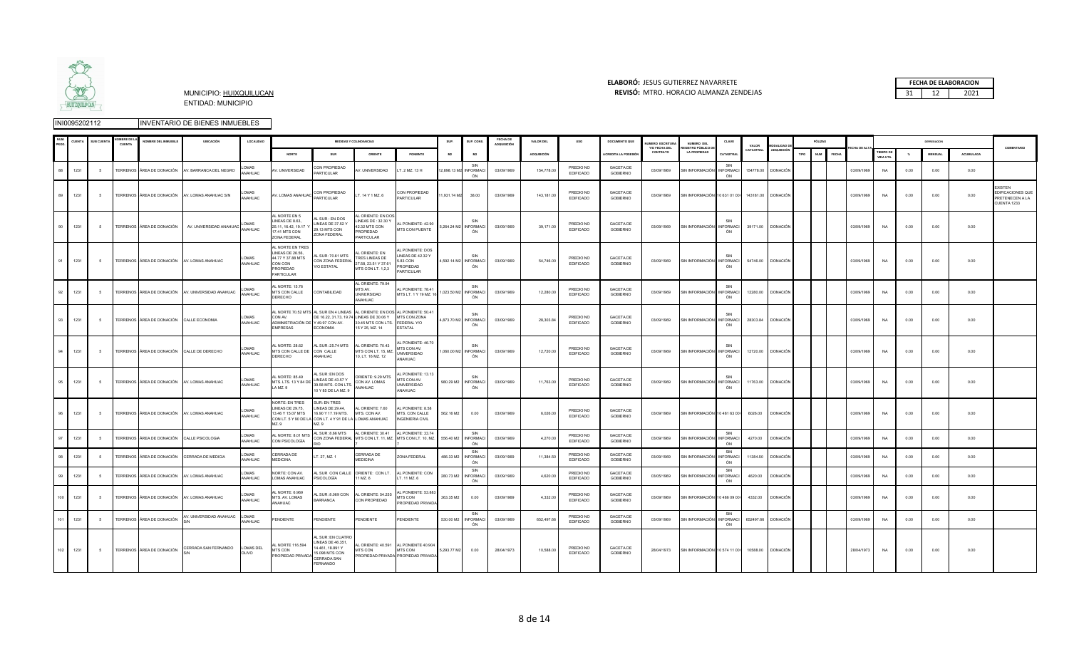**ELABORÓ:** JESUS GUTIERREZ NAVARRETE
**REVISÓ:** MTRO. HORACIO ALMANZA ZENDEJAS

MUNICIPIO: HUIXQUILUCAN
ENTIDAD: MUNICIPIO

| FECHA DE ELABORACION | | |
|---|---|---|
| 31 | 12 | 2021 |

INI00952021112 INVENTARIO DE BIENES INMUEBLES

| NUM. PROG. | CUENTA | SUB CUENTA | NOMBRE DE LA CUENTA | NOMBRE DEL INMUEBLE | UBICACIÓN | LOCALIDAD | MEDIDAS Y COLINDANCIAS NORTE | SUR | ORIENTE | PONIENTE | SUP. M2 | SUP. CONS. M2 | FECHA DE ADQUISICIÓN | VALOR DEL ADQUISICIÓN | USO | DOCUMENTO QUE ACREDITA LA POSESIÓN | NUMERO ESCRITURA Y/O FECHA DEL CONTRATO | NUMERO DEL REGISTRO PÚBLICO DE LA PROPIEDAD | CLAVE CATASTRAL | VALOR CATASTRAL | MODALIDAD DE ADQUISICIÓN | PÓLIZAS TIPO | NUM | FECHA | FECHA DE ALTA | TIEMPO DE VIDA UTIL | % | MENSUAL | ACUMULADA | COMENTARIO |
|---|---|---|---|---|---|---|---|---|---|---|---|---|---|---|---|---|---|---|---|---|---|---|---|---|---|---|---|---|---|---|
| 88 | 1231 | 5 | TERRENOS | ÁREA DE DONACIÓN | AV. BARRANCA DEL NEGRO | LOMAS ANAHUAC | AV. UNIVERSIDAD | CON PROPIEDAD PARTICULAR | AV. UNIVERSIDAD | LT. 2 MZ. 13 H | 12,898.13 M2 | SIN INFORMACIÓN | 03/09/1969 | 154,778.00 | PREDIO NO EDIFICADO | GACETA DE GOBIERNO | 03/09/1969 | SIN INFORMACIÓN | SIN INFORMACIÓN | 154778.00 | DONACIÓN | | | | 03/09/1969 | NA | 0.00 | 0.00 | 0.00 | |
| 89 | 1231 | 5 | TERRENOS | ÁREA DE DONACIÓN | AV. LOMAS ANAHUAC S/N | LOMAS ANAHUAC | AV. LOMAS ANAHUAC | CON PROPIEDAD PARTICULAR | LT. 14 Y 1 MZ. 6 | CON PROPIEDAD PARTICULAR | 11,931.74 M2 | 38.00 | 03/09/1969 | 143,181.00 | PREDIO NO EDIFICADO | GACETA DE GOBIERNO | 03/09/1969 | SIN INFORMACIÓN | 10 031 01 00 | 143181.00 | DONACIÓN | | | | 03/09/1969 | NA | 0.00 | 0.00 | 0.00 | EXISTEN EDIFICACIONES QUE PRETENECEN A LA CUENTA 1233 |
| 90 | 1231 | 5 | TERRENOS | ÁREA DE DONACIÓN | AV. UNIVERSIDAD ANAHUAC | LOMAS ANAHUAC | AL NORTE EN 5 LINEAS DE 8.63, 25.11, 16.42, 19.17 Y 17.41 MTS CON ZONA FEDERAL | AL SUR : EN DOS LINEAS DE 37.32 Y 29.13 MTS CON ZONA FEDERAL | AL ORIENTE: EN DOS LINEAS DE : 32.30 Y 42.32 MTS CON PROPIEDAD PARTICULAR | AL PONIENTE: 42.90 MTS CON PUENTE | 5,264.24 M2 | SIN INFORMACIÓN | 03/09/1969 | 39,171.00 | PREDIO NO EDIFICADO | GACETA DE GOBIERNO | 03/09/1969 | SIN INFORMACIÓN | SIN INFORMACIÓN | 39171.00 | DONACIÓN | | | | 03/09/1969 | NA | 0.00 | 0.00 | 0.00 | |
| 91 | 1231 | 5 | TERRENOS | ÁREA DE DONACIÓN | AV. LOMAS ANAHUAC | LOMAS ANAHUAC | AL NORTE EN TRES LINEAS DE 26.56, 44.77 Y 37.88 MTS CON CON PROPIEDAD PARTICULAR | AL SUR: 70.61 MTS CON ZONA FEDERAL Y/O ESTATAL | AL ORIENTE: EN TRES LINEAS DE 27.58, 23.51 Y 37.61 MTS CON LT. 1,2,3 | AL PONIENTE: DOS LINEAS DE 42.32 Y 5.83 CON PROPIEDAD PARTICULAR | 4,592.14 M2 | SIN INFORMACIÓN | 03/09/1969 | 54,746.00 | PREDIO NO EDIFICADO | GACETA DE GOBIERNO | 03/09/1969 | SIN INFORMACIÓN | SIN INFORMACIÓN | 54746.00 | DONACIÓN | | | | 03/09/1969 | NA | 0.00 | 0.00 | 0.00 | |
| 92 | 1231 | 5 | TERRENOS | ÁREA DE DONACIÓN | AV. UNIVERSIDAD ANAHUAC | LOMAS ANAHUAC | AL NORTE: 15.76 MTS CON CALLE DERECHO | CONTABILIDAD | AL ORIENTE: 79.94 MTS AV. UNIVERSIDAD ANAHUAC | AL PONIENTE: 78.41 MTS LT. 1 Y 19 MZ. 16 | 1,023.50 M2 | SIN INFORMACIÓN | 03/09/1969 | 12,280.00 | PREDIO NO EDIFICADO | GACETA DE GOBIERNO | 03/09/1969 | SIN INFORMACIÓN | SIN INFORMACIÓN | 12280.00 | DONACIÓN | | | | 03/09/1969 | NA | 0.00 | 0.00 | 0.00 | |
| 93 | 1231 | 5 | TERRENOS | ÁREA DE DONACIÓN | CALLE ECONOMIA | LOMAS ANAHUAC | AL NORTE 70.52 MTS CON AV. ADMINISTRACIÓN DE EMPRESAS | AL SUR EN 4 LINEAS DE 16.22, 31.73, 19.74 Y 49.97 CON AV. ECONOMIA | AL ORIENTE: EN DOS LINEAS DE 30.00 Y 30.45 MTS CON LTS. 15 Y 25, MZ. 14 | AL PONIENTE: 50.41 MTS CON ZONA FEDERAL Y/O ESTATAL | 4,873.70 M2 | SIN INFORMACIÓN | 03/09/1969 | 28,303.84 | PREDIO NO EDIFICADO | GACETA DE GOBIERNO | 03/09/1969 | SIN INFORMACIÓN | SIN INFORMACIÓN | 28303.84 | DONACIÓN | | | | 03/09/1969 | NA | 0.00 | 0.00 | 0.00 | |
| 94 | 1231 | 5 | TERRENOS | ÁREA DE DONACIÓN | CALLE DE DERECHO | LOMAS ANAHUAC | AL NORTE: 28.62 MTS CON CALLE DE DERECHO | AL SUR: 25.74 MTS CON CALLE ANAHUAC | AL ORIENTE: 70.43 MTS CON LT. 15, MZ. 10, LT. 16 MZ. 12 | AL PONIENTE: 46.70 MTS CON AV. UNIVERSIDAD ANAHUAC | 1,060.00 M2 | SIN INFORMACIÓN | 03/09/1969 | 12,720.00 | PREDIO NO EDIFICADO | GACETA DE GOBIERNO | 03/09/1969 | SIN INFORMACIÓN | SIN INFORMACIÓN | 12720.00 | DONACIÓN | | | | 03/09/1969 | NA | 0.00 | 0.00 | 0.00 | |
| 95 | 1231 | 5 | TERRENOS | ÁREA DE DONACIÓN | AV. LOMAS ANAHUAC | LOMAS ANAHUAC | AL NORTE: 85.49 MTS. LTS. 13 Y 84 DE LA MZ. 9 | AL SUR: EN DOS LINEAS DE 43.37 Y 39.58 MTS. CON LTS. 10 Y 85 DE LA MZ. 9 | ORIENTE: 9.29 MTS CON AV. LOMAS ANAHUAC | AL PONIENTE: 13.13 MTS CON AV. UNIVERSIDAD ANAHUAC | 980.29 M2 | SIN INFORMACIÓN | 03/09/1969 | 11,763.00 | PREDIO NO EDIFICADO | GACETA DE GOBIERNO | 03/09/1969 | SIN INFORMACIÓN | SIN INFORMACIÓN | 11763.00 | DONACIÓN | | | | 03/09/1969 | NA | 0.00 | 0.00 | 0.00 | |
| 96 | 1231 | 5 | TERRENOS | ÁREA DE DONACIÓN | AV. LOMAS ANAHUAC | LOMAS ANAHUAC | NORTE: EN TRES LINEAS DE 29.75, 13.46 Y 15.07 MTS CON LT. 5 Y 90 DE LA MZ. 9 | SUR: EN TRES LINEAS DE 29.44, 16.90 Y 17.19 MTS. CON LT. 4 Y 91 DE LA MZ. 9 | AL ORIENTE: 7.60 MTS. CON AV. LOMAS ANAHUAC | AL PONIENTE: 8.58 MTS. CON CALLE INGENIERIA CIVIL | 562.16 M2 | 0.00 | 03/09/1969 | 6,026.00 | PREDIO NO EDIFICADO | GACETA DE GOBIERNO | 03/09/1969 | SIN INFORMACIÓN | 10 481 63 00 | 6026.00 | DONACIÓN | | | | 03/09/1969 | NA | 0.00 | 0.00 | 0.00 | |
| 97 | 1231 | 5 | TERRENOS | ÁREA DE DONACIÓN | CALLE PSICOLOGIA | LOMAS ANAHUAC | AL NORTE: 8.01 MTS CON PSICOLOGÍA | AL SUR: 8.66 MTS CON ZONA FEDERAL RÍO | AL ORIENTE: 30.41 MTS CON LT. 11, MZ. 7 | AL PONIENTE: 33.74 MTS CON LT. 10, MZ. 7 | 556.40 M2 | SIN INFORMACIÓN | 03/09/1969 | 4,270.00 | PREDIO NO EDIFICADO | GACETA DE GOBIERNO | 03/09/1969 | SIN INFORMACIÓN | SIN INFORMACIÓN | 4270.00 | DONACIÓN | | | | 03/09/1969 | NA | 0.00 | 0.00 | 0.00 | |
| 98 | 1231 | 5 | TERRENOS | ÁREA DE DONACIÓN | CERRADA DE MEDICIA | LOMAS ANAHUAC | CERRADA DE MEDICINA | LT. 27, MZ. 1 | CERRADA DE MEDICINA | ZONA FEDERAL | 486.33 M2 | SIN INFORMACIÓN | 03/09/1969 | 11,384.50 | PREDIO NO EDIFICADO | GACETA DE GOBIERNO | 03/09/1969 | SIN INFORMACIÓN | SIN INFORMACIÓN | 11384.50 | DONACIÓN | | | | 03/09/1969 | NA | 0.00 | 0.00 | 0.00 | |
| 99 | 1231 | 5 | TERRENOS | ÁREA DE DONACIÓN | AV. LOMAS ANAHUAC | LOMAS ANAHUAC | NORTE: CON AV. LOMAS ANAHUAC | AL SUR CON CALLE PSICOLOGÍA | ORIENTE: CON LT. 11 MZ. 6 | AL PONIENTE: CON LT. 11 MZ. 6 | 280.73 M2 | SIN INFORMACIÓN | 03/09/1969 | 4,620.00 | PREDIO NO EDIFICADO | GACETA DE GOBIERNO | 03/09/1969 | SIN INFORMACIÓN | SIN INFORMACIÓN | 4620.00 | DONACIÓN | | | | 03/09/1969 | NA | 0.00 | 0.00 | 0.00 | |
| 100 | 1231 | 5 | TERRENOS | ÁREA DE DONACIÓN | AV. LOMAS ANAHUAC | LOMAS ANAHUAC | AL NORTE: 6.969 MTS AV. LOMAS ANAHUAC | AL SUR: 8.069 CON BARRANCA | AL ORIENTE: 54.255 CON PROPIEDAD | AL PONIENTE: 53.883 MTS CON PROPIEDAD PRIVADA | 363.35 M2 | 0.00 | 03/09/1969 | 4,332.00 | PREDIO NO EDIFICADO | GACETA DE GOBIERNO | 03/09/1969 | SIN INFORMACIÓN | 10 486 09 00 | 4332.00 | DONACIÓN | | | | 03/09/1969 | NA | 0.00 | 0.00 | 0.00 | |
| 101 | 1231 | 5 | TERRENOS | ÁREA DE DONACIÓN | AV. UNIVERSIDAD ANAHUAC S/N | LOMAS ANAHUAC | PENDIENTE | PENDIENTE | PENDIENTE | PENDIENTE | 530.00 M2 | SIN INFORMACIÓN | 03/09/1969 | 652,497.66 | PREDIO NO EDIFICADO | GACETA DE GOBIERNO | 03/09/1969 | SIN INFORMACIÓN | SIN INFORMACIÓN | 652497.66 | DONACIÓN | | | | 03/09/1969 | NA | 0.00 | 0.00 | 0.00 | |
| 102 | 1231 | 5 | TERRENOS | ÁREA DE DONACIÓN | CERRADA SAN FERNANDO S/N | LOMAS DEL OLIVO | AL NORTE 116.594 MTS CON PROPIEDAD PRIVADA | AL SUR: EN CUATRO LINEAS DE 46.351, 14.461, 18.891 Y 15.098 MTS CON CERRADA SAN FERNANDO | AL ORIENTE: 40.591 MTS CON PROPIEDAD PRIVADA | AL PONIENTE 40.904 MTS CON PROPIEDAD PRIVADA | 5,293.77 M2 | 0.00 | 28/04/1973 | 10,588.00 | PREDIO NO EDIFICADO | GACETA DE GOBIERNO | 28/04/1973 | SIN INFORMACIÓN | 10 574 11 00 | 10588.00 | DONACIÓN | | | | 28/04/1973 | NA | 0.00 | 0.00 | 0.00 | |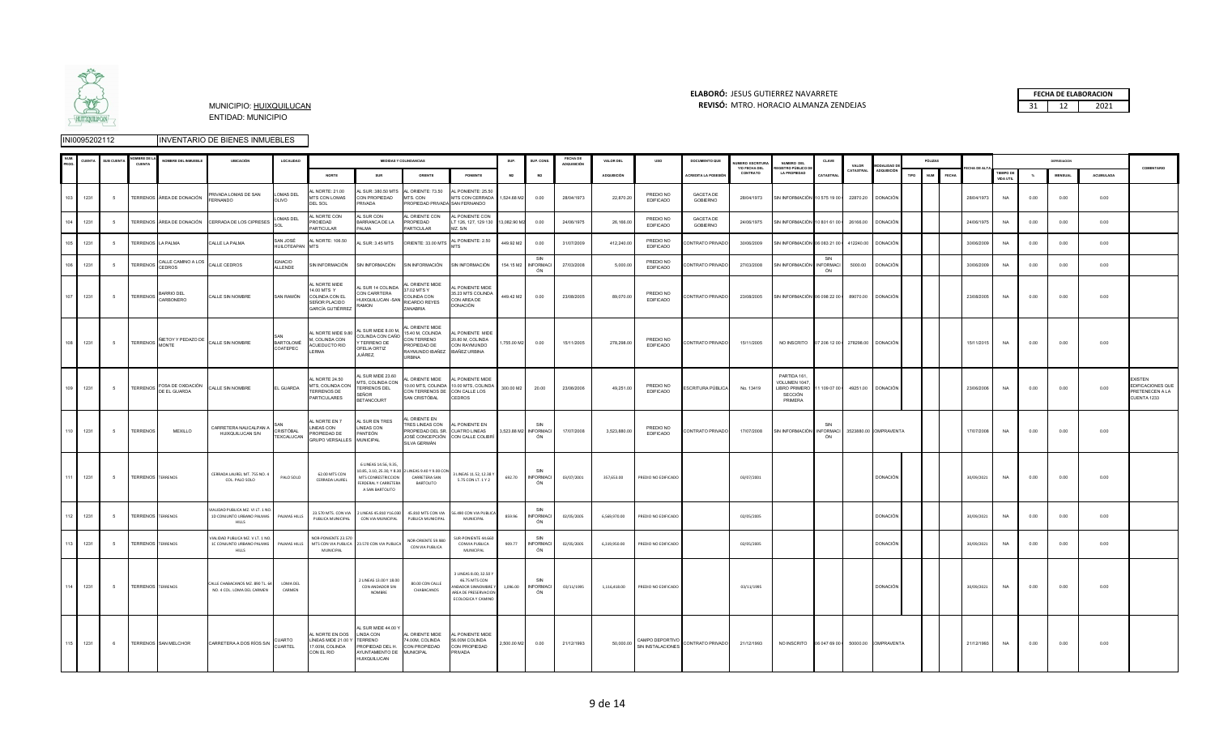MUNICIPIO: HUIXQUILUCAN
ENTIDAD: MUNICIPIO

**ELABORÓ:** JESUS GUTIERREZ NAVARRETE
**REVISÓ:** MTRO. HORACIO ALMANZA ZENDEJAS

| FECHA DE ELABORACION | | |
|---|---|---|
| 31 | 12 | 2021 |

INI0095202112 INVENTARIO DE BIENES INMUEBLES

| NUM. PROG. | CUENTA | SUB CUENTA | NOMBRE DE LA CUENTA | NOMBRE DEL INMUEBLE | UBICACIÓN | LOCALIDAD | MEDIDAS Y COLINDANCIAS | | | | SUP. | SUP. CONS. | FECHA DE ADQUISICIÓN | VALOR DEL ADQUISICIÓN | USO | DOCUMENTO QUE ACREDITA LA POSESIÓN | NUMERO ESCRITURA Y/O FECHA DEL CONTRATO | NUMERO DEL REGISTRO PUBLICO DE LA PROPIEDAD | CLAVE CATASTRAL | VALOR CATASTRAL | MODALIDAD DE ADQUISICIÓN | PÓLIZAS | | | FECHA DE ALTA | DEPRECIACION | | | | COMENTARIO |
|---|---|---|---|---|---|---|---|---|---|---|---|---|---|---|---|---|---|---|---|---|---|---|---|---|---|---|---|---|---|---|
| | | | | | | | NORTE | SUR | ORIENTE | PONIENTE | M2 | M2 | | | | | | | | | | TIPO | NUM | FECHA | | TIEMPO DE VIDA UTIL | % | MENSUAL | ACUMULADA | |
| 103 | 1231 | 5 | TERRENOS | ÁREA DE DONACIÓN | PRIVADA LOMAS DE SAN FERNANDO | LOMAS DEL OLIVO | AL NORTE: 21.00 MTS CON LOMAS DEL SOL | AL SUR: 380.50 MTS CON PROPIEDAD PRIVADA | AL ORIENTE: 73.50 MTS. CON PROPIEDAD PRIVADA | AL PONIENTE: 25.50 MTS CON CERRADA SAN FERNANDO | 1,524.88 M2 | 0.00 | 28/04/1973 | 22,870.20 | PREDIO NO EDIFICADO | GACETA DE GOBIERNO | 28/04/1973 | SIN INFORMACIÓN | 10 575 19 00 | 22870.20 | DONACIÓN | | | | 28/04/1973 | NA | 0.00 | 0.00 | 0.00 | |
| 104 | 1231 | 5 | TERRENOS | ÁREA DE DONACIÓN | CERRADA DE LOS CIPRESES | LOMAS DEL SOL | AL NORTE CON PROIEDAD PARTICULAR | AL SUR CON BARRANCA DE LA PALMA | AL ORIENTE CON PROPIEDAD PARTICULAR | AL PONIENTE CON LT 126, 127, 129 130 MZ. S/N | 13,082.90 M2 | 0.00 | 24/06/1975 | 26,166.00 | PREDIO NO EDIFICADO | GACETA DE GOBIERNO | 24/06/1975 | SIN INFORMACIÓN | 10 801 61 00 | 26166.00 | DONACIÓN | | | | 24/06/1975 | NA | 0.00 | 0.00 | 0.00 | |
| 105 | 1231 | 5 | TERRENOS | LA PALMA | CALLE LA PALMA | SAN JOSÉ HUILOTEAPAN | AL NORTE: 106.50 MTS | AL SUR: 3.45 MTS | ORIENTE: 33.00 MTS | AL PONIENTE: 2.50 MTS | 449.92 M2 | 0.00 | 31/07/2009 | 412,240.00 | PREDIO NO EDIFICADO | CONTRATO PRIVADO | 30/06/2009 | SIN INFORMACIÓN | 06 083 21 00 | 412240.00 | DONACIÓN | | | | 30/06/2009 | NA | 0.00 | 0.00 | 0.00 | |
| 106 | 1231 | 5 | TERRENOS | CALLE CAMINO A LOS CEDROS | CALLE CEDROS | IGNACIO ALLENDE | SIN INFORMACIÓN | SIN INFORMACIÓN | SIN INFORMACIÓN | SIN INFORMACIÓN | 154.15 M2 | SIN INFORMACIÓN | 27/03/2008 | 5,000.00 | PREDIO NO EDIFICADO | CONTRATO PRIVADO | 27/03/2008 | SIN INFORMACIÓN | SIN INFORMACIÓN | 5000.00 | DONACIÓN | | | | 30/06/2009 | NA | 0.00 | 0.00 | 0.00 | |
| 107 | 1231 | 5 | TERRENOS | BARRIO DEL CARBONERO | CALLE SIN NOMBRE | SAN RAMÓN | AL NORTE MIDE 14.00 MTS Y COLINDA CON EL SEÑOR PLACIDO GARCÍA GUTIÉRREZ | AL SUR 14 COLINDA CON CARRETERA HUIXQUILUCAN -SAN RAMON | AL ORIENTE MIDE 37.02 MTS Y COLINDA CON RICARDO REYES ZANABRIA | AL PONIENTE MIDE 35.23 MTS COLINDA CON AREA DE DONACIÓN | 449.42 M2 | 0.00 | 23/08/2005 | 89,070.00 | PREDIO NO EDIFICADO | CONTRATO PRIVADO | 23/08/2005 | SIN INFORMACIÓN | 06 098 22 00 | 89070.00 | DONACIÓN | | | | 23/08/2005 | NA | 0.00 | 0.00 | 0.00 | |
| 108 | 1231 | 5 | TERRENOS | ÑIETOY Y PEDAZO DE MONTE | CALLE SIN NOMBRE | SAN BARTOLOMÉ COATEPEC | AL NORTE MIDE 9.80 M. COLINDA CON ACUEDUCTO RIO LERMA | AL SUR MIDE 8.00 M. COLINDA CON CAÑO Y TERRENO DE OFELIA ORTIZ JUÁREZ | AL ORIENTE MIDE 15.40 M. COLINDA CON TERRENO PROPIEDAD DE RAYMUNDO IBAÑEZ URBINA | AL PONIENTE MIDE 20.80 M. COLINDA CON RAYMUNDO IBAÑEZ URBINA | 1,755.00 M2 | 0.00 | 15/11/2005 | 278,298.00 | PREDIO NO EDIFICADO | CONTRATO PRIVADO | 15/11/2005 | NO INSCRITO | 07 206 12 00 | 278298.00 | DONACIÓN | | | | 15/11/2015 | NA | 0.00 | 0.00 | 0.00 | |
| 109 | 1231 | 5 | TERRENOS | FOSA DE OXIDACIÓN DE EL GUARDA | CALLE SIN NOMBRE | EL GUARDA | AL NORTE 24.50 MTS. COLINDA CON TERRENOS DE PARTICULARES | AL SUR MIDE 23.60 MTS, COLINDA CON TERRENOS DEL SEÑOR BETANCOURT | AL ORIENTE MIDE 10.00 MTS. COLINDA CON TERRENOS DE SAN CRISTÓBAL | AL PONIENTE MIDE 10.00 MTS. COLINDA CON CALLE LOS CEDROS | 300.00 M2 | 20.00 | 23/06/2006 | 49,251.00 | PREDIO NO EDIFICADO | ESCRITURA PÚBLICA | No. 13419 | PARTIDA 161, VOLUMEN 1047, LIBRO PRIMERO SECCIÓN PRIMERA | 11 109 07 00 | 49251.00 | DONACIÓN | | | | 23/06/2006 | NA | 0.00 | 0.00 | 0.00 | EXISTEN EDIFICACIONES QUE PRETENECEN A LA CUENTA 1233 |
| 110 | 1231 | 5 | TERRENOS | MEXILLO | CARRETERA NAUCALPAN A HUIXQUILUCAN S/N | SAN CRISTÓBAL TEXCALUCAN | AL NORTE EN 7 LINEAS CON PROPIEDAD DE GRUPO VERSALLES | AL SUR EN TRES LINEAS CON PANTEÓN MUNICIPAL | AL ORIENTE EN TRES LINEAS CON PROPIEDAD DEL SR. JOSÉ CONCEPCIÓN SILVA GERMÁN | AL PONIENTE EN CUATRO LINEAS CON CALLE COLIBRÍ | 3,523.88 M2 | SIN INFORMACIÓN | 17/07/2008 | 3,523,880.00 | PREDIO NO EDIFICADO | CONTRATO PRIVADO | 17/07/2008 | SIN INFORMACIÓN | SIN INFORMACIÓN | 3523880.00 | COMPRAVENTA | | | | 17/07/2008 | NA | 0.00 | 0.00 | 0.00 | |
| 111 | 1231 | 5 | TERRENOS | TERRENOS | CERRADA LAUREL MT. 755 NO. 4 COL. PALO SOLO | PALO SOLO | 62.00 MTS CON CERRADA LAUREL | 6 LINEAS 14.56, 9.35, 10.85, 3.10, 25.30, Y 8.30 MTS CON RESTRICCION FEDERAL Y CARRETERA A SAN BARTOLOTO | 2 LINEAS 9.40 Y 9.00 CON CARRETERA SAN BARTOLITO | 3 LINEAS 11.52, 12.38 Y 5.75 CON LT. 1 Y 2 | 692.70 | SIN INFORMACIÓN | 03/07/2001 | 357,653.00 | PREDIO NO EDIFICADO | | 03/07/2001 | | | | DONACIÓN | | | | 30/09/2021 | NA | 0.00 | 0.00 | 0.00 | |
| 112 | 1231 | 5 | TERRENOS | TERRENOS | VIALIDAD PUBLICA MZ. VI LT. 1 NO. 1D CONJUNTO URBANO PALMAS HILLS | PALMAS HILLS | 23.570 MTS. CON VIA PUBLICA MUNICIPAL | 2 LINEAS 45.810 Y16.000 CON VIA MUNICIPAL | 45.810 MTS CON VIA PUBLICA MUNICIPAL | 56.480 CON VIA PUBLICA MUNICIPAL | 839.96 | SIN INFORMACIÓN | 02/05/2005 | 6,549,970.00 | PREDIO NO EDIFICADO | | 02/05/2005 | | | | DONACIÓN | | | | 30/09/2021 | NA | 0.00 | 0.00 | 0.00 | |
| 113 | 1231 | 5 | TERRENOS | TERRENOS | VIALIDAD PUBLICA MZ. V LT. 1 NO. 1C CONJUNTO URBANO PALMAS HILLS | PALMAS HILLS | NOR-PONIENTE 23.570 MTS CON VIA PUBLICA MUNICIPAL | 23.570 CON VIA PUBLICA | NOR-ORIENTE 59.980 CON VIA PUBLICA | SUR-PONIENTE 61.660 CONVIA PUBLICA MUNICIPAL | 909.77 | SIN INFORMACIÓN | 02/05/2005 | 6,319,950.00 | PREDIO NO EDIFICADO | | 02/05/2005 | | | | DONACIÓN | | | | 30/09/2021 | NA | 0.00 | 0.00 | 0.00 | |
| 114 | 1231 | 5 | TERRENOS | TERRENOS | CALLE CHABACANOS MZ. 890 TL. 64 NO. 4 COL. LOMA DEL CARMEN | LOMA DEL CARMEN | | 2 LINEAS 13.00 Y 18.00 CON ANDADOR SIN NOMBRE | 80.00 CON CALLE CHABACANOS | 3 LINEAS 8.00, 32.50 Y 46.75 MTS CON ANDADOR SINNOMBRE Y AREA DE PRESERVACION ECOLOGICA Y CAMINO | 1,696.00 | SIN INFORMACIÓN | 03/11/1995 | 1,116,418.00 | PREDIO NO EDIFICADO | | 03/11/1995 | | | | DONACIÓN | | | | 30/09/2021 | NA | 0.00 | 0.00 | 0.00 | |
| 115 | 1231 | 6 | TERRENOS | SAN MELCHOR | CARRETERA A DOS RÍOS S/N | CUARTO CUARTEL | AL NORTE EN DOS LÍNEAS MIDE 21.00 Y 17.00M, COLINDA CON EL RIO | AL SUR MIDE 44.00 Y LINDA CON TERRENO PROPIEDAD DEL H. AYUNTAMIENTO DE HUIXQUILUCAN | AL ORIENTE MIDE 74.00M, COLINDA CON PROPIEDAD MUNICIPAL | AL PONIENTE MIDE 56.00M COLINDA CON PROPIEDAD PRIVADA | 2,500.00 M2 | 0.00 | 21/12/1993 | 50,000.00 | CAMPO DEPORTIVO SIN INSTALACIONES | CONTRATO PRIVADO | 21/12/1993 | NO INSCRITO | 06 047 69 00 | 50000.00 | COMPRAVENTA | | | | 21/12/1993 | NA | 0.00 | 0.00 | 0.00 | |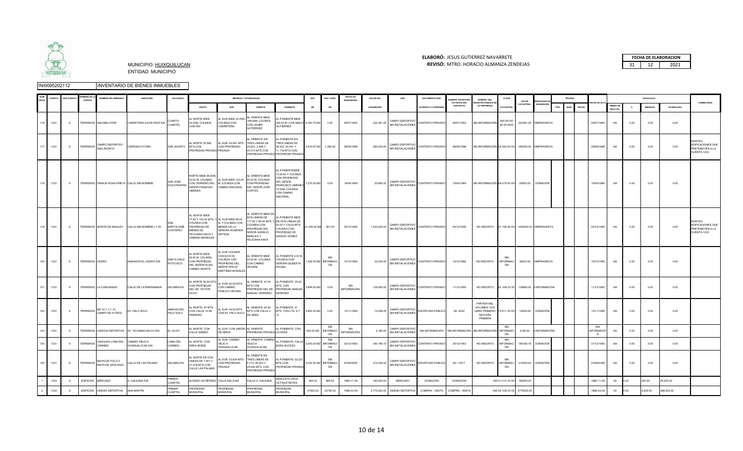MUNICIPIO: HUIXQUILUCAN
ENTIDAD: MUNICIPIO

**ELABORÓ:** JESUS GUTIERREZ NAVARRETE
**REVISÓ:** MTRO. HORACIO ALMANZA ZENDEJAS

| FECHA DE ELABORACION | | |
|---|---|---|
| 31 | 12 | 2021 |

INI0095202112 INVENTARIO DE BIENES INMUEBLES

| NUM. PROG. | CUENTA | SUB CUENTA | NOMBRE DE LA CUENTA | NOMBRE DEL INMUEBLE | UBICACIÓN | LOCALIDAD | MEDIDAS Y COLINDANCIAS | | | | SUP. | SUP. CONS. | FECHA DE ADQUISICIÓN | VALOR DEL | USO | DOCUMENTO QUE | NUMERO ESCRITURA Y/O FECHA DEL CONTRATO | NUMERO DEL REGISTRO PÚBLICO DE LA PROPIEDAD | CLAVE | VALOR CATASTRAL | MODALIDAD DE ADQUISICIÓN | PÓLIZAS | | | FECHA DE ALTA | DEPRECIACIÓN | | | | COMENTARIO |
|---|---|---|---|---|---|---|---|---|---|---|---|---|---|---|---|---|---|---|---|---|---|---|---|---|---|---|---|---|---|---|
| | | | | | | | NORTE | SUR | ORIENTE | PONIENTE | M2 | M2 | | ADQUISICIÓN | | ACREDITA LA POSESIÓN | | | CATASTRAL | | | TIPO | NUM | FECHA | | TIEMPO DE VIDA UTIL | % | MENSUAL | ACUMULADA | |
| 116 | 1231 | 6 | TERRENOS | SAN MELCHOR | CARRETERA A DOS RÍOS S/N | CUARTO CUARTEL | AL NORTE MIDE 32.00M, COLINDA CON RIO | AL SUR MIDE 33.00M, COLINDA CON CARRETERA | AL ORIENTE MIDE 189.00M, COLINDA CON JAVIER GUTIÉRREZ | AL PONIENTE MIDE 202.00 M, CON ABILIO GUTIÉRREZ | 6,353.75 M2 | 0.00 | 09/07/1993 | 222,381.25 | CAMPO DEPORTIVO SIN INSTALACIONES | CONTRATO PRIVADO | 09/07/1993 | SIN INFORMACIÓN | 095 06 047 65 00 0000 | 222381.25 | COMPRAVENTA | | | | 09/07/1993 | NA | 0.00 | 0.00 | 0.00 | |
| 117 | 1231 | 6 | TERRENOS | CAMPO DEPORTIVO SAN JACINTO | CERRADA OTOÑO | SAN JACINTO | AL NORTE 35.596 MTS CON PROPIEDAD PRIVADA | AL SUR: 42.961 MTS CON PROPIEDAD PRIVADA | AL ORIENTE: EN TRES LINEAS DE 20.821, 2.496 Y 40.514 MTS CON PROPIEDAD PRIVADA | AL PONIENTE EN TRES LINEAS DE 36.433, 20.041 Y 11.718 MTS CON PROPIEDAD PRIVADA | 2,974.97 M2 | 1,280.00 | 28/09/1998 | 290,000.00 | CAMPO DEPORTIVO SIN INSTALACIONES | CONTRATO PRIVADO | 28/09/1998 | SIN INFORMACIÓN | 02 062 54 00 | 290000.00 | COMPRAVENTA | | | | 28/09/1998 | NA | 0.00 | 0.00 | 0.00 | EXISTEN EDIFICACIONES QUE PRETENECEN A LA CUENTA 1233 |
| 118 | 1231 | 6 | TERRENOS | PARAJE ROSA PRIETA | CALLE SIN NOMBRE | SAN JOSÉ HUILOTEAPAN | NORTE MIDE 95.00M, 30.00 M, COLINDA CON TERRENO DEL SEÑOR FRANCISCO JIMENES | AL SUR MIDE 120.00 M, COLINDA CON CAMINO NACIONAL | AL ORIENTE MIDE 65.00 M, COLINDA CON PROPIEDAD DEL SEÑOR JOSÉ CORTES | AL PONIENTEMIDE 13.00 M, Y COLINDA CON PROPIEDAD DEL SEÑOR FRANCISCO JIMÉNEZ 15.00M, COLINDA CON CAMINO NACIONAL | 7,275.00 M2 | 0.00 | 15/04/1969 | 22,650.00 | CAMPO DEPORTIVO SIN INSTALACIONES | CONTRATO PRIVADO | 15/04/1969 | SIN INFORMACIÓN | 06 079 04 00 | 22650.00 | DONACIÓN | | | | 15/04/1969 | NA | 0.00 | 0.00 | 0.00 | |
| 119 | 1231 | 6 | TERRENOS | MONTE DE MAGUEY | CALLE SIN NOMBRE LT 45 | SAN BARTOLOMÉ COATEPEC | AL NORTE MIDE 77.50 Y 100.00 MTS, Y COLINDA CON PROPIEDAD DE BIENES DE FELICIANO NAVA Y URBANO MENDOZA | AL SUR MIDE 68.00 M, Y COLINDA CON BIENES DE LA SEÑORA ROSENDA ORTEGA | AL ORIENTE MIDE EN DOS LINEAS DE 117.00 Y 58.40 MTS, Y COLINDA CON PROPIEDAD DEL SEÑOR AURELIO MIRELES Y FELICIANA NAVA | AL PONIENTE MIDE EN DOS LÍNEAS DE 40.00 Y 139.00 MTS, COLINDA CON PROPIEDAD DE IGNACIO GÓMEZ | 21,235.00 M2 | 561.00 | 04/12/1995 | 1,430,000.00 | CAMPO DEPORTIVO SIN INSTALACIONES | CONTRATO PRIVADO | 04/12/1995 | NO INSCRITO | 07 169 45 00 | 1430000.00 | COMPRAVENTA | | | | 04/12/1995 | NA | 0.00 | 0.00 | 0.00 | EXISTEN EDIFICACIONES QUE PRETENECEN A LA CUENTA 1233 |
| 120 | 1231 | 6 | TERRENOS | CEDRO | ANDADOR EL CEDRO S/N | SANTA CRUZ AYOTUXCO | AL NORTE MIDE 62.50 M, COLINDA CON PROPIEDAD DEL SEÑOR ELÍAS CAMINO ARZATE | AL SUR COLINDA CON 62.50 M, COLINDA CON PROPIEDAD DEL SEÑOR OFELIO MARTÍNEZ MORALES | AL ORIENTE MIDE 22.00 M , COLINDA CON CAMINO VECINAL | AL PONIENTE 4.00 M, COLINDA CON SEÑORA GILBERTA ROJASL | 1,438.00 M2 | SIN INFORMACIÓN | 10/10/1995 | 30,000.00 | CAMPO DEPORTIVO SIN INSTALACIONES | CONTRATO PRIVADO | 10/10/1995 | NO INSCRITO | SIN INFORMACIÓN | 30000.00 | COMPRAVENTA | | | | 10/10/1995 | NA | 0.00 | 0.00 | 0.00 | |
| 121 | 1231 | 6 | TERRENOS | LA COMUNIDAD | CALLE DE LA ENRRAMADA | ZACAMULPA | AL NORTE 90.00 MTS CON PROPIEDAD DEL SR. VÍCTOR OLIVO | AL SUR: 90.00 MTS. CON CAMINO PÚBLICO VECINAL | AL ORIENTE: 47.00 MTS CON PROPIEDAD DEL SR. MANUEL SERRANO | AL PONIENTE: 35.20 MTS. CON PROPIEDAD MANUEL SERRANO | 3,699.00 M2 | 0.00 | SIN INFORMACIÓN | 129,465.00 | CAMPO DEPORTIVO SIN INSTALACIONES | CONTRATO PRIVADO | 11/12/1993 | NO INSCRITO | 02 048 22 00 | 129465.00 | SIN INFORMACIÓN | | | | 11/12/1993 | NA | 0.00 | 0.00 | 0.00 | |
| 122 | 1231 | 6 | TERRENOS | MZ. 811, LT. 41, CAMPO DE FUTBOL | AV. PALO SOLO | AMPLIACIÓN PALO SOLO | AL NORTE: 97 MTS CON CALLE 14 DE FEBRERO | AL SUR: 94.50 MTS CON AV. PALO SOLO | AL ORIENTE: 49.50 MTS CON CALLE 2 DE ABRIL | AL PONIENTE: 51 MTS. CON LTS. 9 Y 12 | 4,804.30 M2 | 0.00 | 13/11/1995 | 12,546.09 | CAMPO DEPORTIVO SIN INSTALACIONES | ESCRITURA PÚBLICA | No. 4242 | PARTIDA 682, VOLUMEN 1233 LIBRO PRIMERO SECCIÓN PRIMERA | 10 811 54 00 | 12546.09 | DONACIÓN | | | | 13/11/1995 | NA | 0.00 | 0.00 | 0.00 | |
| 123 | 1231 | 6 | TERRENOS | CANCHA DEPORTIVA | AV. TECAMACHALCO S/N | EL OLIVO | AL NORTE: CON CALLE SABINO | AL SUR: CON JARDÍN DE NIÑOS | AL ORIENTE: PROPIEDAD PRIVADA | AL PONIENTE: CON LICONSA | 520.00 M2 | SIN INFORMACIÓN | SIN INFORMACIÓN | 2,180.00 | CAMPO DEPORTIVO SIN INSTALACIONES | SIN INFORMACIÓN | SIN INFORMACIÓN | SIN INFORMACIÓN | SIN INFORMACIÓN | 2180.00 | SIN INFORMACIÓN | | | | SIN INFORMACIÓN | NA | 0.00 | 0.00 | 0.00 | |
| 124 | 1231 | 6 | TERRENOS | CANCHAS LOMA DEL CARMEN | CAMINO VIEJO A HUIXQUILUCAN S/N | LOMA DEL CARMEN | AL NORTE: CON ÁREA VERDE | AL SUR: CAMINO VIEJO A HUIXQUILUCAN | AL ORIENTE: CAMINO VIEJO A HUIXQUILUCAN | AL PONIENTE: CALLE BUEN SUCESO | 2,000.00 M2 | SIN INFORMACIÓN | 30/12/1993 | 180,180.16 | CAMPO DEPORTIVO SIN INSTALACIONES | CONTRATO PRIVADO | 30/12/1993 | NO INSCRITO | SIN INFORMACIÓN | 180180.16 | DONACIÓN | | | | 31/12/1993 | NA | 0.00 | 0.00 | 0.00 | |
| 125 | 1231 | 6 | TERRENOS | MILPA DE POLO O MILPA DE APOLONIO | CALLE DE LAS PALMAS | ZACAMULPA | AL NORTE EN DOS LINEAS DE 7.901 Y 27.278 MTS CON CALLE LAS PALMAS | AL SUR: 33.839 MTS CON PROPIEDAD PRIVADA | AL ORIENTE EN TRES LINEAS DE 5.119, 26.353 Y 25.084 MTS. CON PROPIEDAD PRIVADA | AL PONIENTE: 52.327 MTS CON PROPIEDAD PRIVADA | 2,030.00 M2 | SIN INFORMACIÓN | 23/06/2006 | 312,000.00 | CAMPO DEPORTIVO SIN INSTALACIONES | ESCRITURA PÚBLICA | No. 13417 | NO INSCRITO | SIN INFORMACIÓN | 312000.00 | DONACIÓN | | | | 23/06/2006 | NA | 0.00 | 0.00 | 0.00 | |
| 1 | 1233 | 8 | EDIFICIOS | MERCADO | H. GALEANA S/N | PRIMER CUARTEL | ALONSO GUTIÉRREZ | CALLE DELICIAS | CALLE H. GALEANA | ANACLETA CRUZ, OCTAVIO REYES | 963.23 | 869.54 | 1980-11-06 | 180,000.00 | MERCADO | DONACION | DONACION | | 095 01 012 04 00 | 180000.00 | | | | | 1980-11-06 | 50 | 0.02 | 300.00 | 25,200.00 | |
| 2 | 1233 | 6 | EDIFICIOS | UNIDAD DEPORTIVA | SAN MARTÍN | PRIMER CUARTEL | PROPIEDAD MUNICIPAL | PROPIEDAD MUNICIPAL | PROPIEDAD MUNICIPAL | PROPIEDAD MUNICIPAL | 47500.00 | 23750.00 | 1996-03-04 | 2,775,000.00 | UNIDAD DEPORTIVA | COMPRA - VENTA | COMPRA - VENTA | | 095 05 039 03 00 | 2775000.00 | | | | | 1996-03-04 | 50 | 0.02 | 4,625.00 | 388,500.00 | |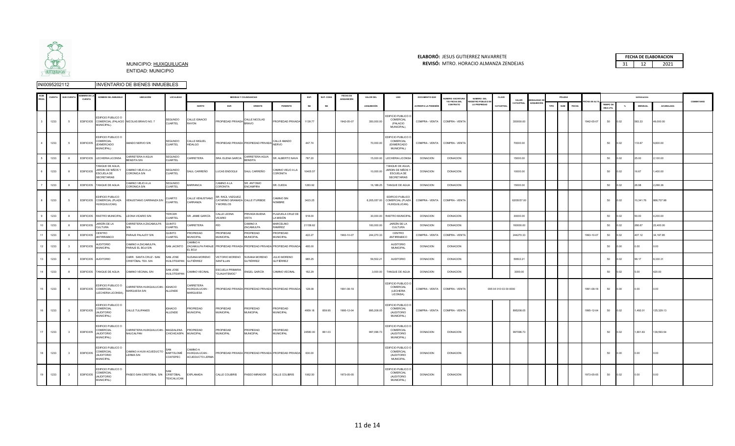MUNICIPIO: HUIXQUILUCAN
ENTIDAD: MUNICIPIO

**ELABORÓ:** JESUS GUTIERREZ NAVARRETE
**REVISÓ:** MTRO. HORACIO ALMANZA ZENDEJAS

| FECHA DE ELABORACION | | |
|---|---|---|
| 31 | 12 | 2021 |

INI0095202112 INVENTARIO DE BIENES INMUEBLES

| NUM. PROG. | CUENTA | SUB CUENTA | NOMBRE DE LA CUENTA | NOMBRE DEL INMUEBLE | UBICACIÓN | LOCALIDAD | MEDIDAS Y COLINDANCIAS | | | | SUP. | SUP. CONS. | FECHA DE ADQUISICIÓN | VALOR DEL | USO | DOCUMENTO QUE | NUMERO ESCRITURA Y/O FECHA DEL | NUMERO DEL REGISTRO PÚBLICO DE | CLAVE | VALOR | MODALIDAD DE | PÓLIZAS | | | FECHA DE ALTA | DEPRECIACIÓN | | | | COMENTARIO |
|---|---|---|---|---|---|---|---|---|---|---|---|---|---|---|---|---|---|---|---|---|---|---|---|---|---|---|---|---|---|---|
| | | | | | | | NORTE | SUR | ORIENTE | PONIENTE | M2 | M2 | | ADQUISICIÓN | | ACREDITA LA POSESIÓN | CONTRATO | LA PROPIEDAD | CATASTRAL | CATASTRAL | ADQUISICIÓN | TIPO | NUM | FECHA | | TIEMPO DE VIDA UTIL | % | MENSUAL | ACUMULADA | |
| 3 | 1233 | 5 | EDIFICIOS | EDIFICIO PUBLICO O COMERCIAL (PALACIO MUNICIPAL). | NICOLAS BRAVO NO. 7 | SEGUNDO CUARTEL | CALLE IGNACIO RAYON | PROPIEDAD PRIVADA | CALLE NICOLAS BRAVO | PROPIEDAD PRIVADA | 1139.77 | | 1942-05-07 | 350,000.00 | EDIFICIO PUBLICO O COMERCIAL (PALACIO MUNICIPAL). | COMPRA - VENTA | COMPRA - VENTA | | | 350000.00 | | | | | 1942-05-07 | 50 | 0.02 | 583.33 | 49,000.00 | |
| 4 | 1233 | 5 | EDIFICIOS | EDIFICIO PUBLICO O COMERCIAL (EXMERCADO MUNICIPAL) | AMADO NERVO S/N | SEGUNDO CUARTEL | CALLE MIGUEL HIDALGO | PROPIEDAD PRIVADA | PROPIEDAD PRIVADA | CALLE AMADO NERVO | 447.74 | | | 70,000.00 | EDIFICIO PUBLICO O COMERCIAL (EXMERCADO MUNICIPAL) | COMPRA - VENTA | COMPRA - VENTA | | | 70000.00 | | | | | | 50 | 0.02 | 116.67 | 9,800.00 | |
| 5 | 1233 | 8 | EDIFICIOS | LECHERIA LICONSA | CARRETERA A AGUA BENDITA S/N | SEGUNDO CUARTEL | CARRETERA | SRA. ELENA GARCIA | CARRETERA AGUA BENDITA | SR. ALBERTO NAVA | 787.20 | | | 15,000.00 | LECHERIA LICONSA | DONACION | DONACION | | | 15000.00 | | | | | | 50 | 0.02 | 25.00 | 2,100.00 | |
| 6 | 1233 | 8 | EDIFICIOS | TANQUE DE AGUA, JARDIN DE NIÑOS Y ESCUELA DE SECRETARIAS | CAMINO VIEJO A LA CORONICA S/N | SEGUNDO CUARTEL | SAUL CARREÑO | LUCAS ENDOQUI | SAUL CARREÑO | CAMINO VIEJO A LA CORONITA | 10405.57 | | | 10,000.00 | TANQUE DE AGUA, JARDIN DE NIÑOS Y ESCUELA DE SECRETARIAS | DONACION | DONACION | | | 10000.00 | | | | | | 50 | 0.02 | 16.67 | 1,400.00 | |
| 7 | 1233 | 8 | EDIFICIOS | TANQUE DE AGUA | CAMINO VIEJO A LA CORONICA S/N | SEGUNDO CUARTEL | BARRANCA | CAMINO A LA CORONITA | SR. ANTONIO ENCAMPIRA | SR. OJEDA | 1283.92 | | | 16,188.25 | TANQUE DE AGUA | DONACION | DONACION | | | 15000.00 | | | | | | 50 | 0.02 | 26.98 | 2,266.36 | |
| 8 | 1233 | 5 | EDIFICIOS | EDIFICIO PUBLICO COMERCIAL (PLAZA HUIXQUILUCAN). | VENUSTIANO CARRANZA S/N | CUARTO CUARTEL | CALLE VENUSTIANO CARRANZA | SR. RAÚL VAZQUEZ, CATARINO GRANADA Y MORELOS | CALLE ITURBIDE | CAMINO SIN NOMBRE | 3423.25 | | | 6,205,057.00 | EDIFICIO PUBLICO COMERCIAL (PLAZA HUIXQUILUCAN). | COMPRA - VENTA | COMPRA - VENTA | | | 6205057.00 | | | | | | 50 | 0.02 | 10,341.76 | 868,707.98 | |
| 9 | 1233 | 8 | EDIFICIOS | RASTRO MUNICIPAL | LEONA VICARIO S/N | TERCER CUARTEL | SR. JAIME GARCÍA | CALLE LEONA VICARIO | PRIVADA BUENA VISTA | PLAZUELA CRUZ DE LA MISIÓN | 918.00 | | | 30,000.00 | RASTRO MUNICIPAL | DONACION | DONACION | | | 30000.00 | | | | | | 50 | 0.02 | 50.00 | 4,200.00 | |
| 10 | 1233 | 8 | EDIFICIOS | JARDÍN DE LA CULTURA | CARRETERA A ZACAMULPA S/N | QUINTO CUARTEL | CARRETERA | RÍO | CAMINO A ZACAMULPA | MARCELINO RAMÍREZ | 21158.62 | | | 160,000.00 | JARDÍN DE LA CULTURA | DONACION | DONACION | | | 160000.00 | | | | | | 50 | 0.02 | 266.67 | 22,400.00 | |
| 11 | 1233 | 8 | EDIFICIOS | CENTRO ANTIRRABICO | PARAJE PALAJOY S/N | QUINTO CUARTEL | PROPIEDAD MUNICIPAL | PROPIEDAD MUNICIPAL | PROPIEDAD MUNICIPAL | PROPIEDAD MUNICIPAL | 422.27 | | 1993-10-07 | 244,270.33 | CENTRO ANTIRRABICO | COMPRA - VENTA | COMPRA - VENTA | | | 244270.33 | | | | | 1993-10-07 | 50 | 0.02 | 407.12 | 34,197.85 | |
| 12 | 1233 | 3 | EDIFICIOS | AUDITORIO MUNICIPAL | CAMINO A ZACAMULPA, PARAJE EL BOJI S/N | SAN JACINTO | CAMINO A ZACAMULPA PARAJE EL BOJI | PROPIEDAD PRIVADA | PROPIEDAD PRIVADA | PROPIEDAD PRIVADA | 495.00 | | | | AUDITORIO MUNICIPAL | DONACION | DONACION | | | | | | | | | 50 | 0.00 | 0.00 | 0.00 | |
| 13 | 1233 | 8 | EDIFICIOS | AUDITORIO | CARR. SANTA CRUZ - SAN CRISTÓBAL TEX. S/N | SAN JOSE HUILOTEAPAN | SUSANA MORENO GUTIÉRREZ | VICTORIO MORENO SANTILLAN | SUSANA MORENO GUTIÉRREZ | JULIO MORENO GUTIÉRREZ | 985.25 | | | 59,502.21 | AUDITORIO | DONACION | DONACION | | | 59502.21 | | | | | | 50 | 0.02 | 99.17 | 8,330.31 | |
| 14 | 1233 | 8 | EDIFICIOS | TANQUE DE AGUA | CAMINO VECINAL S/N | SAN JOSE HUILOTEAPAN | CAMINO VECINAL | ESCUELA PRIMARIA "CUAUHTEMOC" | ANGEL GARCÍA | CAMINO VECINAL | 162.29 | | | 3,000.00 | TANQUE DE AGUA | DONACION | DONACION | | | 3000.00 | | | | | | 50 | 0.02 | 5.00 | 420.00 | |
| 15 | 1233 | 5 | EDIFICIOS | EDIFICIO PUBLICO O COMERCIAL (LECHERIA LICONSA). | CARRETERA HUIXQUILUCAN - MARQUESA S/N | IGNACIO ALLENDE | CARRETERA HUIXQUILUCAN - MARQUESA | PROPIEDAD PRIVADA | PROPIEDAD PRIVADA | PROPIEDAD PRIVADA | 128.06 | | 1991-08-18 | | EDIFICIO PUBLICO O COMERCIAL (LECHERIA LICONSA). | COMPRA - VENTA | COMPRA - VENTA | | 095 04 010 03 00 0000 | | | | | | 1991-08-18 | 50 | 0.00 | 0.00 | 0.00 | |
| 16 | 1233 | 3 | EDIFICIOS | EDIFICIO PUBLICO O COMERCIAL (AUDITORIO MUNICIPAL) | CALLE TULIPANES | IGNACIO ALLENDE | PROPIEDAD MUNICIPAL | PROPIEDAD MUNICIPAL | PROPIEDAD MUNICIPAL | PROPIEDAD MUNICIPAL | 4959.18 | 859.95 | 1995-12-04 | 895,208.05 | EDIFICIO PUBLICO O COMERCIAL (AUDITORIO MUNICIPAL) | COMPRA - VENTA | COMPRA - VENTA | | | 895208.05 | | | | | 1995-12-04 | 50 | 0.02 | 1,492.01 | 125,329.13 | |
| 17 | 1233 | 3 | EDIFICIOS | EDIFICIO PUBLICO O COMERCIAL (AUDITORIO MUNICIPAL) | CARRETERA HUIXQUILUCAN - NAUCALPAN | MAGDALENA CHICHICASPA | PROPIEDAD MUNICIPAL | PROPIEDAD MUNICIPAL | PROPIEDAD MUNICIPAL | PROPIEDAD MUNICIPAL | 24580.00 | 861.03 | | 997,096.73 | EDIFICIO PUBLICO O COMERCIAL (AUDITORIO MUNICIPAL) | DONACION | DONACION | | | 997096.73 | | | | | | 50 | 0.02 | 1,661.83 | 139,593.54 | |
| 18 | 1233 | 3 | EDIFICIOS | EDIFICIO PUBLICO O COMERCIAL (AUDITORIO MUNICIPAL | CAMINO A HUIX ACUEDUCTO LERMA S/N | SAN BARTOLOMÉ COATEPEC | CAMINO A HUIXQUILUCAN - ACUEDUCTO LERMA | PROPIEDAD PRIVADA | PROPIEDAD PRIVADA | PROPIEDAD PRIVADA | 630.00 | | | | EDIFICIO PUBLICO O COMERCIAL (AUDITORIO MUNICIPAL | DONACION | DONACION | | | | | | | | | 50 | 0.00 | 0.00 | 0.00 | |
| 19 | 1233 | 3 | EDIFICIOS | EDIFICIO PUBLICO O COMERCIAL (AUDITORIO MUNICIPAL) | PASEO SAN CRISTÓBAL S/N | SAN CRISTÓBAL TEXCALUCAN | EXPLANADA | CALLE COLIBRIS | PASEO MIRADOR | CALLE COLIBRIS | 1062.50 | | 1973-05-05 | | EDIFICIO PUBLICO O COMERCIAL (AUDITORIO MUNICIPAL) | DONACION | DONACION | | | | | | | | 1973-05-05 | 50 | 0.02 | 0.00 | 0.00 | |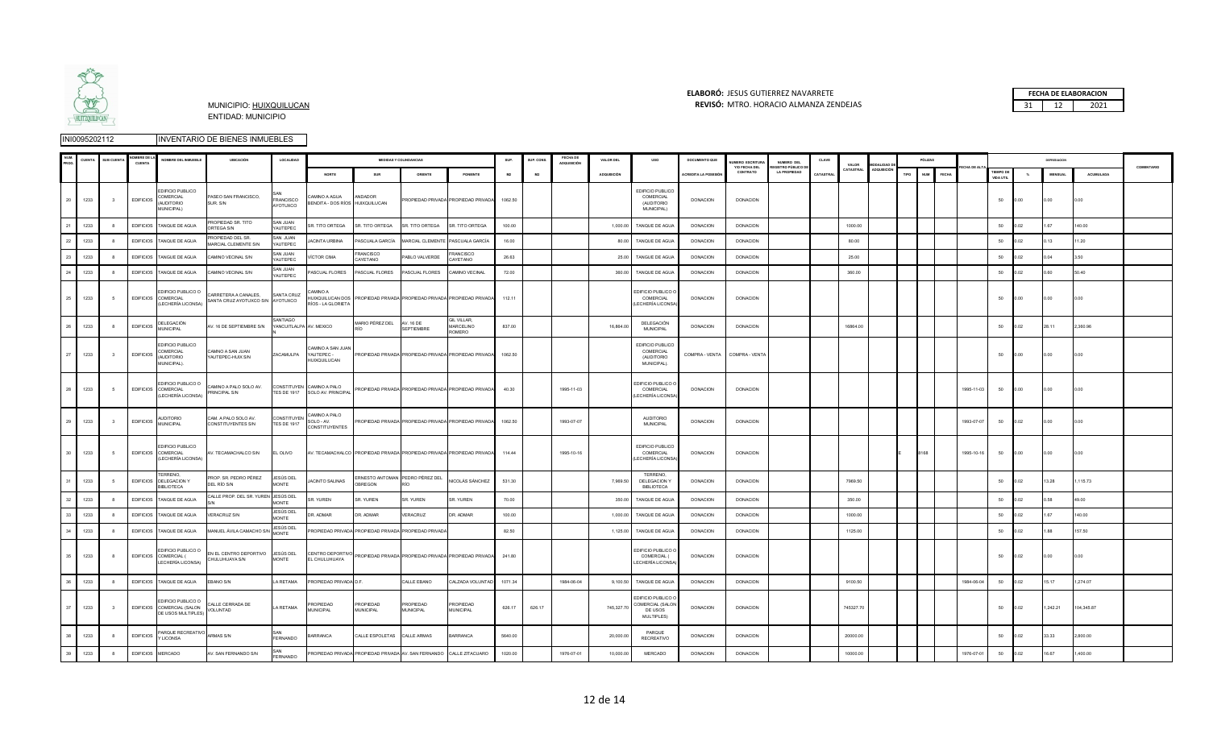**ELABORÓ:** JESUS GUTIERREZ NAVARRETE
**REVISÓ:** MTRO. HORACIO ALMANZA ZENDEJAS

| FECHA DE ELABORACION | | |
|---|---|---|
| 31 | 12 | 2021 |

MUNICIPIO: HUIXQUILUCAN
ENTIDAD: MUNICIPIO

INI0095202112 INVENTARIO DE BIENES INMUEBLES

| NUM. PROG. | CUENTA | SUB CUENTA | NOMBRE DE LA CUENTA | NOMBRE DEL INMUEBLE | UBICACIÓN | LOCALIDAD | MEDIDAS Y COLINDANCIAS | | | | SUP. | SUP. CONS. | FECHA DE ADQUISICIÓN | VALOR DEL | USO | DOCUMENTO QUE | NUMERO ESCRITURA Y/O FECHA DEL CONTRATO | NUMERO DEL REGISTRO PÚBLICO DE LA PROPIEDAD | CLAVE | VALOR CATASTRAL | MODALIDAD DE ADQUISICIÓN | PÓLIZAS | | | FECHA DE ALTA | DEPRECIACIÓN | | | | COMENTARIO |
|---|---|---|---|---|---|---|---|---|---|---|---|---|---|---|---|---|---|---|---|---|---|---|---|---|---|---|---|---|---|---|
| | | | | | | | NORTE | SUR | ORIENTE | PONIENTE | M2 | M2 | | ADQUISICIÓN | | ACREDITA LA POSESIÓN | | | CATASTRAL | | | TIPO | NUM | FECHA | | TIEMPO DE VIDA ÚTIL | % | MENSUAL | ACUMULADA | |
| 20 | 1233 | 3 | EDIFICIOS | EDIFICIO PUBLICO COMERCIAL (AUDITORIO MUNICIPAL) | PASEO SAN FRANCISCO, SUR. S/N | SAN FRANCISCO AYOTUXCO | CAMINO A AGUA BENDITA - DOS RÍOS | ANDADOR HUIXQUILUCAN | PROPIEDAD PRIVADA | PROPIEDAD PRIVADA | 1062.50 | | | | EDIFICIO PUBLICO COMERCIAL (AUDITORIO MUNICIPAL) | DONACION | DONACION | | | | | | | | | 50 | 0.00 | 0.00 | 0.00 | |
| 21 | 1233 | 8 | EDIFICIOS | TANQUE DE AGUA | PROPIEDAD SR. TITO ORTEGA S/N | SAN JUAN YAUTEPEC | SR. TITO ORTEGA | SR. TITO ORTEGA | SR. TITO ORTEGA | SR. TITO ORTEGA | 100.00 | | | 1,000.00 | TANQUE DE AGUA | DONACION | DONACION | | | 1000.00 | | | | | | 50 | 0.02 | 1.67 | 140.00 | |
| 22 | 1233 | 8 | EDIFICIOS | TANQUE DE AGUA | PROPIEDAD DEL SR. MARCIAL CLEMENTE S/N | SAN JUAN YAUTEPEC | JACINTA URBINA | PASCUALA GARCÍA | MARCIAL CLEMENTE | PASCUALA GARCÍA | 16.00 | | | 80.00 | TANQUE DE AGUA | DONACION | DONACION | | | 80.00 | | | | | | 50 | 0.02 | 0.13 | 11.20 | |
| 23 | 1233 | 8 | EDIFICIOS | TANQUE DE AGUA | CAMINO VECINAL S/N | SAN JUAN YAUTEPEC | VÍCTOR CIMA | FRANCISCO CAYETANO | PABLO VALVERDE | FRANCISCO CAYETANO | 26.63 | | | 25.00 | TANQUE DE AGUA | DONACION | DONACION | | | 25.00 | | | | | | 50 | 0.02 | 0.04 | 3.50 | |
| 24 | 1233 | 8 | EDIFICIOS | TANQUE DE AGUA | CAMINO VECINAL S/N | SAN JUAN YAUTEPEC | PASCUAL FLORES | PASCUAL FLORES | PASCUAL FLORES | CAMINO VECINAL | 72.00 | | | 360.00 | TANQUE DE AGUA | DONACION | DONACION | | | 360.00 | | | | | | 50 | 0.02 | 0.60 | 50.40 | |
| 25 | 1233 | 5 | EDIFICIOS | EDIFICIO PUBLICO O COMERCIAL (LECHERÍA LICONSA) | CARRETERA A CANALES, SANTA CRUZ AYOTUXCO S/N | SANTA CRUZ AYOTUXCO | CAMINO A HUIXQUILUCAN DOS RÍOS - LA GLORIETA | PROPIEDAD PRIVADA | PROPIEDAD PRIVADA | PROPIEDAD PRIVADA | 112.11 | | | | EDIFICIO PUBLICO O COMERCIAL (LECHERÍA LICONSA) | DONACION | DONACION | | | | | | | | | 50 | 0.00 | 0.00 | 0.00 | |
| 26 | 1233 | 8 | EDIFICIOS | DELEGACIÓN MUNICIPAL | AV. 16 DE SEPTIEMBRE S/N | SANTIAGO YANCUITLALPAN | AV. MEXICO | MARIO PÉREZ DEL RÍO | AV. 16 DE SEPTIEMBRE | GIL VILLAR, MARCELINO ROMERO | 837.00 | | | 16,864.00 | DELEGACIÓN MUNICIPAL | DONACION | DONACION | | | 16864.00 | | | | | | 50 | 0.02 | 28.11 | 2,360.96 | |
| 27 | 1233 | 3 | EDIFICIOS | EDIFICIO PUBLICO COMERCIAL (AUDITORIO MUNICIPAL). | CAMINO A SAN JUAN YAUTEPEC-HUIX S/N | ZACAMULPA | CAMINO A SAN JUAN YAUTEPEC - HUIXQUILUCAN | PROPIEDAD PRIVADA | PROPIEDAD PRIVADA | PROPIEDAD PRIVADA | 1062.50 | | | | EDIFICIO PUBLICO COMERCIAL (AUDITORIO MUNICIPAL). | COMPRA - VENTA | COMPRA - VENTA | | | | | | | | | 50 | 0.00 | 0.00 | 0.00 | |
| 28 | 1233 | 5 | EDIFICIOS | EDIFICIO PUBLICO O COMERCIAL (LECHERÍA LICONSA) | CAMINO A PALO SOLO AV. PRINCIPAL S/N | CONSTITUYENTES DE 1917 | CAMINO A PALO SOLO AV. PRINCIPAL | PROPIEDAD PRIVADA | PROPIEDAD PRIVADA | PROPIEDAD PRIVADA | 40.30 | | 1995-11-03 | | EDIFICIO PUBLICO O COMERCIAL (LECHERÍA LICONSA) | DONACION | DONACION | | | | | | | | 1995-11-03 | 50 | 0.00 | 0.00 | 0.00 | |
| 29 | 1233 | 3 | EDIFICIOS | AUDITORIO MUNICIPAL | CAM. A PALO SOLO AV. CONSTITUYENTES S/N | CONSTITUYENTES DE 1917 | CAMINO A PALO SOLO - AV. CONSTITUYENTES | PROPIEDAD PRIVADA | PROPIEDAD PRIVADA | PROPIEDAD PRIVADA | 1062.50 | | 1993-07-07 | | AUDITORIO MUNICIPAL | DONACION | DONACION | | | | | | | | 1993-07-07 | 50 | 0.02 | 0.00 | 0.00 | |
| 30 | 1233 | 5 | EDIFICIOS | EDIFICIO PUBLICO COMERCIAL (LECHERÍA LICONSA) | AV. TECAMACHALCO S/N | EL OLIVO | AV. TECAMACHALCO | PROPIEDAD PRIVADA | PROPIEDAD PRIVADA | PROPIEDAD PRIVADA | 114.44 | | 1995-10-16 | | EDIFICIO PUBLICO COMERCIAL (LECHERÍA LICONSA) | DONACION | DONACION | | | | | E | 8168 | | 1995-10-16 | 50 | 0.00 | 0.00 | 0.00 | |
| 31 | 1233 | 5 | EDIFICIOS | TERRENO, DELEGACION Y BIBLIOTECA | PROP. SR. PEDRO PÉREZ DEL RÍO S/N. | JESÚS DEL MONTE | JACINTO SALINAS | ERNESTO ANTONIO OBREGON | PEDRO PÉREZ DEL RÍO | NICOLÁS SÁNCHEZ | 531.30 | | | 7,969.50 | TERRENO, DELEGACION Y BIBLIOTECA | DONACION | DONACION | | | 7969.50 | | | | | | 50 | 0.02 | 13.28 | 1,115.73 | |
| 32 | 1233 | 8 | EDIFICIOS | TANQUE DE AGUA | CALLE PROP. DEL SR. YUREN S/N. | JESÚS DEL MONTE | SR. YUREN | SR. YUREN | SR. YUREN | SR. YUREN | 70.00 | | | 350.00 | TANQUE DE AGUA | DONACION | DONACION | | | 350.00 | | | | | | 50 | 0.02 | 0.58 | 49.00 | |
| 33 | 1233 | 8 | EDIFICIOS | TANQUE DE AGUA | VERACRUZ S/N. | JESÚS DEL MONTE | DR. ADMAR | DR. ADMAR | VERACRUZ | DR. ADMAR | 100.00 | | | 1,000.00 | TANQUE DE AGUA | DONACION | DONACION | | | 1000.00 | | | | | | 50 | 0.02 | 1.67 | 140.00 | |
| 34 | 1233 | 8 | EDIFICIOS | TANQUE DE AGUA | MANUEL ÁVILA CAMACHO S/N | JESÚS DEL MONTE | PROPIEDAD PRIVADA | PROPIEDAD PRIVADA | PROPIEDAD PRIVADA | | 82.50 | | | 1,125.00 | TANQUE DE AGUA | DONACION | DONACION | | | 1125.00 | | | | | | 50 | 0.02 | 1.88 | 157.50 | |
| 35 | 1233 | 8 | EDIFICIOS | EDIFICIO PUBLICO O COMERCIAL ( LECHERÍA LICONSA) | EN EL CENTRO DEPORTIVO CHIULUHUAYA S/N | JESÚS DEL MONTE | CENTRO DEPORTIVO EL CHULUHUAYA | PROPIEDAD PRIVADA | PROPIEDAD PRIVADA | PROPIEDAD PRIVADA | 241.80 | | | | EDIFICIO PUBLICO O COMERCIAL ( LECHERÍA LICONSA) | DONACION | DONACION | | | | | | | | | 50 | 0.02 | 0.00 | 0.00 | |
| 36 | 1233 | 8 | EDIFICIOS | TANQUE DE AGUA | EBANO S/N | LA RETAMA | PROPIEDAD PRIVADA | D.F. | CALLE EBANO | CALZADA VOLUNTAD | 1071.34 | | 1984-06-04 | 9,100.50 | TANQUE DE AGUA | DONACION | DONACION | | | 9100.50 | | | | | 1984-06-04 | 50 | 0.02 | 15.17 | 1,274.07 | |
| 37 | 1233 | 3 | EDIFICIOS | EDIFICIO PUBLICO O COMERCIAL (SALON DE USOS MULTIPLES) | CALLE CERRADA DE VOLUNTAD | LA RETAMA | PROPIEDAD MUNICIPAL | PROPIEDAD MUNICIPAL | PROPIEDAD MUNICIPAL | PROPIEDAD MUNICIPAL | 626.17 | 626.17 | | 745,327.70 | EDIFICIO PUBLICO O COMERCIAL (SALON DE USOS MULTIPLES) | DONACION | DONACION | | | 745327.70 | | | | | | 50 | 0.02 | 1,242.21 | 104,345.87 | |
| 38 | 1233 | 8 | EDIFICIOS | PARQUE RECREATIVO Y LICONSA | ARMAS S/N | SAN FERNANDO | BARRANCA | CALLE ESPOLETAS | CALLE ARMAS | BARRANCA | 5640.00 | | | 20,000.00 | PARQUE RECREATIVO | DONACION | DONACION | | | 20000.00 | | | | | | 50 | 0.02 | 33.33 | 2,800.00 | |
| 39 | 1233 | 8 | EDIFICIOS | MERCADO | AV. SAN FERNANDO S/N | SAN FERNANDO | PROPIEDAD PRIVADA | PROPIEDAD PRIVADA | AV. SAN FERNANDO | CALLE ZITACUARO | 1020.00 | | 1976-07-01 | 10,000.00 | MERCADO | DONACION | DONACION | | | 10000.00 | | | | | 1976-07-01 | 50 | 0.02 | 16.67 | 1,400.00 | |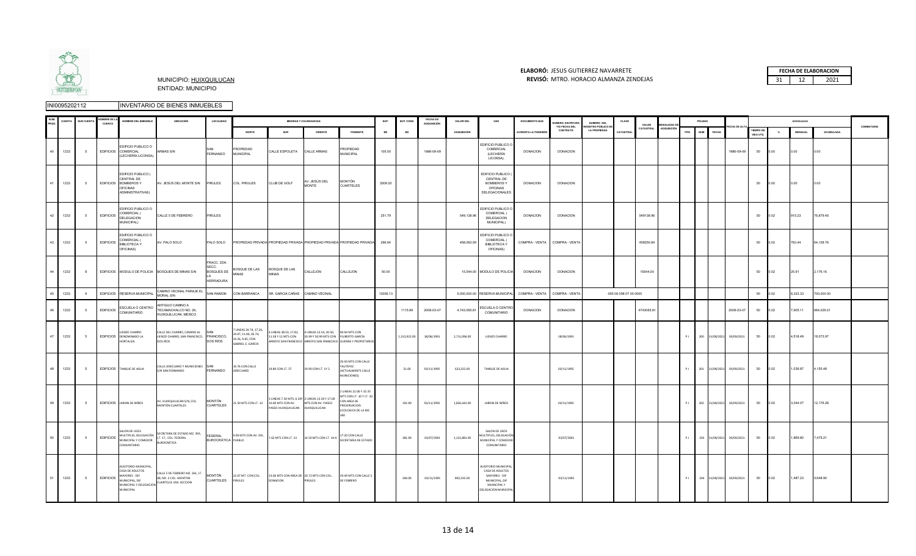MUNICIPIO: HUIXQUILUCAN
ENTIDAD: MUNICIPIO

**ELABORÓ:** JESUS GUTIERREZ NAVARRETE
**REVISÓ:** MTRO. HORACIO ALMANZA ZENDEJAS

| FECHA DE ELABORACION | | |
|---|---|---|
| 31 | 12 | 2021 |

INI0095202112 INVENTARIO DE BIENES INMUEBLES

| NUM. PROG. | CUENTA | SUB CUENTA | NOMBRE DE LA CUENTA | NOMBRE DEL INMUEBLE | UBICACIÓN | LOCALIDAD | MEDIDAS Y COLINDANCIAS | | | | SUP. | SUP. CONS. | FECHA DE ADQUISICIÓN | VALOR DEL | USO | DOCUMENTO QUE | NUMERO ESCRITURA Y/O FECHA DEL | NUMERO DEL REGISTRO PÚBLICO DE | CLAVE | VALOR CATASTRAL | MODALIDAD DE ADQUISICIÓN | PÓLIZAS | | | FECHA DE ALTA | DEPRECIACIÓN | | | | COMENTARIO |
|---|---|---|---|---|---|---|---|---|---|---|---|---|---|---|---|---|---|---|---|---|---|---|---|---|---|---|---|---|---|---|
| | | | | | | | NORTE | SUR | ORIENTE | PONIENTE | M2 | M2 | | ADQUISICIÓN | | ACREDITA LA POSESIÓN | CONTRATO | LA PROPIEDAD | CATASTRAL | | | TIPO | NUM | FECHA | | TIEMPO DE VIDA UTIL | % | MENSUAL | ACUMULADA | |
| 40 | 1233 | 5 | EDIFICIOS | EDIFICIO PUBLICO O COMERCIAL (LECHERÍA LICONSA) | ARMAS S/N | SAN FERNANDO | PROPIEDAD MUNICIPAL | CALLE ESPOLETA | CALLE ARMAS | PROPIEDAD MUNICIPAL | 105.00 | | 1986-09-09 | | EDIFICIO PUBLICO O COMERCIAL (LECHERIA LICONSA) | DONACION | DONACION | | | | | | | | 1986-09-09 | 50 | 0.00 | 0.00 | 0.00 | |
| 41 | 1233 | 5 | EDIFICIOS | EDIFICIO PUBLICO ( CENTRAL DE BOMBEROS Y OFICINAS ADMINISTRATIVAS) | AV. JESÚS DEL MONTE S/N | PIRULES | COL. PIRULES | CLUB DE GOLF | AV. JESÚS DEL MONTE | MONTÓN CUARTELES | 3509.20 | | | | EDIFICIO PUBLICO ( CENTRAL DE BOMBEROS Y OFICINAS DELEGACIONALES | DONACION | DONACION | | | | | | | | | 50 | 0.00 | 0.00 | 0.00 | |
| 42 | 1233 | 5 | EDIFICIOS | EDIFICIO PUBLICO O COMERCIAL ( DELEGACION MUNICIPAL) | CALLE 5 DE FEBRERO | PIRULES | | | | | 251.79 | | | 549,138.96 | EDIFICIO PUBLICO O COMERCIAL ( DELEGACION MUNICIPAL) | DONACION | DONACION | | | 549138.96 | | | | | | 50 | 0.02 | 915.23 | 76,879.45 | |
| 43 | 1233 | 5 | EDIFICIOS | EDIFICIO PUBLICO O COMERCIAL ( BIBLIOTECA Y OFICINAS) | AV. PALO SOLO | PALO SOLO | PROPIEDAD PRIVADA | PROPIEDAD PRIVADA | PROPIEDAD PRIVADA | PROPIEDAD PRIVADA | 296.64 | | | 458,062.59 | EDIFICIO PUBLICO O COMERCIAL ( BIBLIOTECA Y OFICINAS) | COMPRA - VENTA | COMPRA - VENTA | | | 458250.84 | | | | | | 50 | 0.02 | 763.44 | 64,128.76 | |
| 44 | 1233 | 8 | EDIFICIOS | MODULO DE POLICIA | BOSQUES DE MINAS S/N | FRACC. 2DA. SECC. BOSQUES DE LA HERRADURA. | BOSQUE DE LAS MINAS | BOSQUE DE LAS MINAS | CALLEJON | CALLEJON | 50.00 | | | 15,544.00 | MODULO DE POLICIA | DONACION | DONACION | | | 15544.00 | | | | | | 50 | 0.02 | 25.91 | 2,176.16 | |
| 45 | 1233 | 9 | EDIFICIOS | RESERVA MUNICIPAL | CAMINO VECINAL PARAJE EL MORAL S/N | SAN RAMON | CON BARRANCA | SR. GARCIA CAÑAS | CAMINO VECINAL | | 13008.13 | | | 5,000,000.00 | RESERVA MUNICIPAL | COMPRA - VENTA | COMPRA - VENTA | | 095 06 098 07 00 0000 | | | | | | | 50 | 0.02 | 8,333.33 | 700,000.00 | |
| 46 | 1233 | 5 | EDIFICIOS | ESCUELA O CENTRO COMUNITARIO | ANTIGUO CAMINO A TECAMACHALCO NO. 29, HUIXQUILUCAN, MEXICO. | | | | | | | 1115.69 | 2008-03-07 | 4,743,065.81 | ESCUELA O CENTRO COMUNITARIO | DONACION | DONACION | | | 4743065.81 | | | | | 2008-03-07 | 50 | 0.02 | 7,905.11 | 664,029.21 | |
| 47 | 1233 | 5 | EDIFICIOS | LIENZO CHARRO DENOMINADO LA HORTALIZA | CALLE DEL CHARRO, CAMINO AL LIENZO CHARRO, SAN FRANCISCO, DOS RÍOS | SAN FRANCISCO, DOS RÍOS | 7 LINEAS 26.74, 17.24, 26.07, 11.40, 26.74, 26.26, 9.65, CON GABRIEL E. GARCÍA | 4 LINEAS 88.53, 17.81, 11.58 Y 12 MTS CON ARROYO SAN FRANCISCO | 4 LINEAS 12.54, 20.50, 33.99 Y 53.99 MTS CON ARROYO SAN FRANCISCO | 93.94 MTS CON FILIBERTO GARCÍA GUERRA Y PROPIETARIOS | | 1,312,922.00 | 18/06/1991 | 2,711,096.00 | LIENZO CHARRO | | 18/06/1991 | | | | | P.I | 200 | 31/08/2021 | 30/09/2021 | 50 | 0.02 | 4,518.49 | 18,073.97 | |
| 48 | 1233 | 5 | EDIFICIOS | TANQUE DE AGUA | CALLE JERECUARO Y MUNICIONES S/N SAN FERNANDO | SAN FERNANDO | 19.76 CON CALLE JERECUARO | 19.80 CON LT. 57 | 19.90 CON LT. 1Y 2 | 20.50 MTS CON CALLE TAUTEPEC (ACTUALMENTE CALLE MUNICIONES) | | 51.00 | 03/11/1995 | 623,322.00 | TANQUE DE AGUA | | 03/11/1995 | | | | | P.I | 201 | 31/08/2021 | 30/09/2021 | 50 | 0.02 | 1,038.87 | 4,155.48 | |
| 49 | 1233 | 5 | EDIFICIOS | JARDIN DE NIÑOS | AV. HUIXQUILUCAN S/N, COL. MONTÓN CUARTELES | MONTÓN CUARTELES | 21.50 MTS CON LT. 12 | 3 LINEAS 7.50 MTS, 6.50Y 10.00 MTS CON AV. PASEO HUIXQUILUCAN | 2 LINEAS 12.50 Y 17.00 MTS CON AV. PASEO HUIXQUILUCAN | 2 LINEAS 22.00 Y 33.35 MTS CON LT. 30 Y LT. 42 CON AREA DE PRESERVACION ECOLOGICA DE LA MZ. 260 | | 191.00 | 03/11/1995 | 1,826,442.00 | JARDIN DE NIÑOS | | 03/11/1995 | | | | | P.I | 202 | 31/08/2021 | 30/09/2021 | 50 | 0.02 | 3,044.07 | 12,176.28 | |
| 50 | 1233 | 5 | EDIFICIOS | SALON DE USOS MULTIPLES, DELEGACIÓN MUNICIPAL Y COMEDOR COMUNITARIO | SECRETARIA DE ESTADO MZ. 393, LT. 17, COL. FEDERAL BUROCRÁTICA | FEDERAL BUROCRÁTICA | 9.00 MTS CON AV. DEL PUEBLO | 7.62 MTS CON LT. 13 | 14.50 MTS CON LT. 16-A | 17.20 CON CALLE SECRETARIA DE ESTADO | | 381.00 | 03/07/2001 | 1,121,881.00 | SALON DE USOS MULTIPLES, DELEGACIÓN MUNICIPAL Y COMEDOR COMUNITARIO | | 03/07/2001 | | | | | P.I | 203 | 31/08/2021 | 30/09/2021 | 50 | 0.02 | 1,869.80 | 7,479.21 | |
| 51 | 1233 | 5 | EDIFICIOS | AUDITORIO MUNICIPAL, CASA DE ADULTOS MAYORES - DIF MUNICIPAL, DIF MUNICIPAL Y DELEGACIÓN MUNICIPAL | CALLE 5 DE FEBRERO MZ. 261, LT. 48, NO. 2 COL. MONTÓN CUARTELES 1RA. SECCION | MONTÓN CUARTELES | 22.67 MT. CON COL. PIRULES | 23.06 MTS CON AREA DE DONACION | 10.72 MTS CON COL. PIRULES | 29.49 MTS CON CALLE 5 DE FEBRERO | | 269.00 | 03/11/1995 | 892,335.00 | AUDITORIO MUNICIPAL, CASA DE ADULTOS MAYORES - DIF MUNICIPAL, DIF MUNICIPAL Y DELEGACION MUNICIPAL | | 03/11/1995 | | | | | P.I | 204 | 31/08/2021 | 30/09/2021 | 50 | 0.02 | 1,487.23 | 5,948.90 | |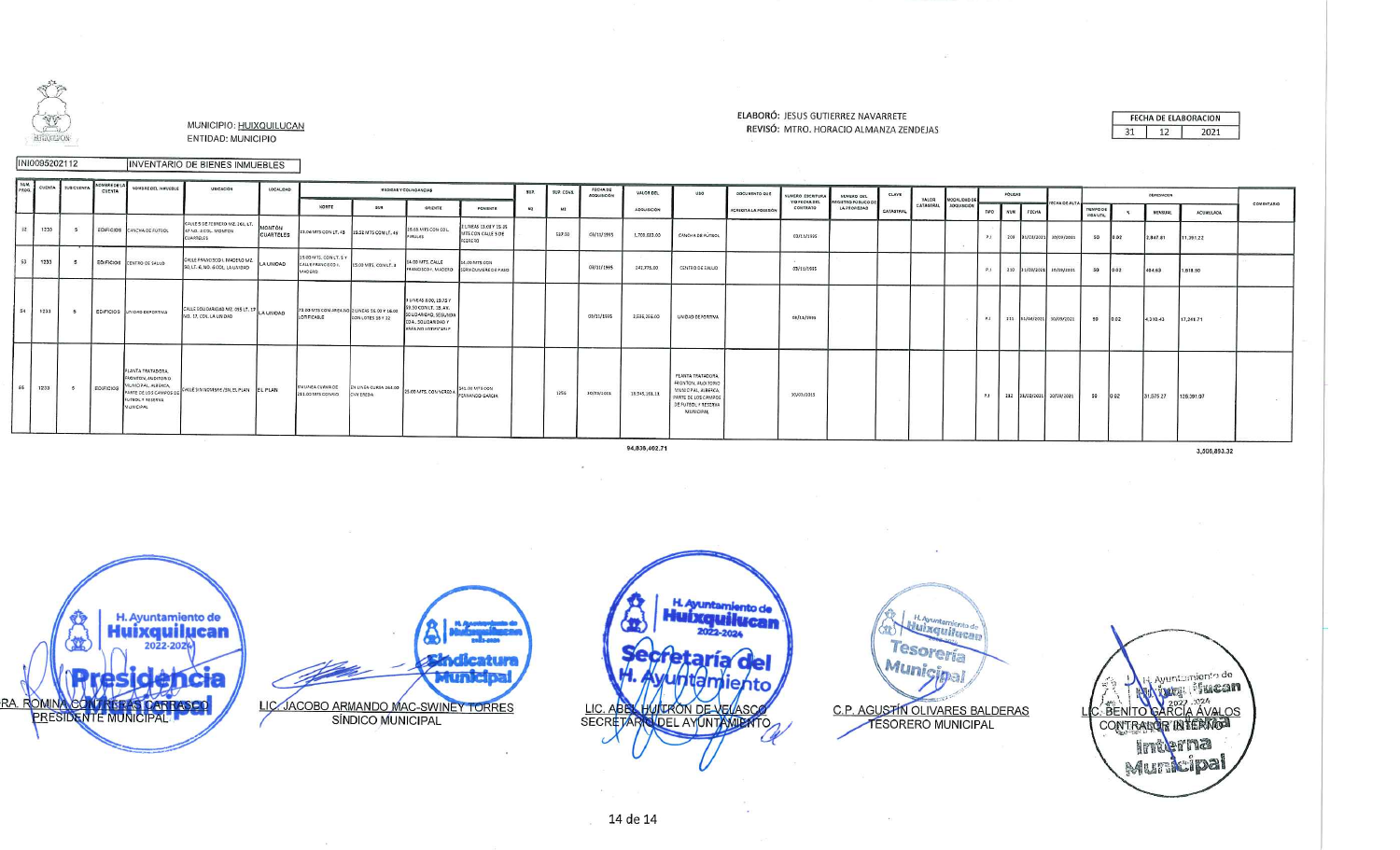MUNICIPIO: HUIXQUILUCAN

ENTIDAD: MUNICIPIO

ELABORÓ: JESUS GUTIERREZ NAVARRETE

REVISÓ: MTRO. HORACIO ALMANZA ZENDEJAS

| FECHA DE ELABORACION | | |
|---|---|---|
| 31 | 12 | 2021 |

INI0095202112 — INVENTARIO DE BIENES INMUEBLES

| NUM. PROG. | CUENTA | SUBCUENTA | NOMBRE DE LA CUENTA | NOMBRE DEL INMUEBLE | UBICACIÓN | LOCALIDAD | MEDIDAS Y COLINDANCIAS | | | | SUP. | SUP. CONS. | FECHA DE ADQUISICIÓN | VALOR DEL ADQUISICIÓN | USO | DOCUMENTO QUE ACREDITA LA POSESIÓN | NUMERO ESCRITURA Y/O FECHA DEL CONTRATO | NUMERO DEL REGISTRO PÚBLICO DE LA PROPIEDAD | CLAVE CATASTRAL | VALOR CATASTRAL | MODALIDAD DE ADQUISICIÓN | PÓLIZAS | | | FECHA DE ALTA | DEPRECIACION | | | | COMENTARIO |
|---|---|---|---|---|---|---|---|---|---|---|---|---|---|---|---|---|---|---|---|---|---|---|---|---|---|---|---|---|---|---|
| | | | | | | | NORTE | SUR | ORIENTE | PONIENTE | M2 | M2 | | | | | | | | | | TIPO | NUM | FECHA | | TIEMPO DE VIDA ÚTIL | % | MENSUAL | ACUMULADA | |
| 52 | 1233 | 5 | EDIFICIOS | CANCHA DE FUTBOL | CALLE 5 DE FEBRERO MZ. 16 L. LT. 47 NO. 6 COL. MONTON CUARTELES | MONTON CUARTELES | 23.00 MTS CON LT. 48 | 19.52 MTS CON LT. 46 | 15.63 MTS CON COL. PIRULES | 2 LINEAS 13.00 Y 15.15 MTS CON CALLE 5 DE FEBRERO | | 519.00 | 09/11/1995 | 1,708,033.00 | CANCHA DE FUTBOL | | 09/11/1995 | | | | | P.I | 209 | 31/03/2021 | 30/09/2021 | 50 | 0.02 | 2,847.81 | 11,391.22 | |
| 53 | 1233 | 5 | EDIFICIOS | CENTRO DE SALUD | CALLE FRANCISCO I. MADERO MZ. 50, LT. 6, NO. 6 COL. LA UNIDAD | LA UNIDAD | 15.00 MTS. CON LT. 5 Y CALLE FRANCISCO I. MADERO | 15.00 MTS. CON LT. 4 | 14.00 MTS. CALLE FRANCISCO I. MADERO | 14.00 MTS CON SERVIDUMBRE DE PASO | | | 09/11/1995 | 242,775.00 | CENTRO DE SALUD | | 09/11/1995 | | | | | P.I | 210 | 31/03/2021 | 30/09/2021 | 50 | 0.02 | 404.63 | 1,618.50 | |
| 54 | 1233 | 5 | EDIFICIOS | UNIDAD DEPORTIVA | CALLE SOLIDARIDAD MZ. 055 LT. 17 NO. 17, COL. LA UNIDAD | LA UNIDAD | 75.00 MTS CON URBANO LOTIFICABLE | 2 LINEAS 56.00 Y 16.00 CON LOTES 16 Y 32 | 3 LINEAS 8.00, 19.75 Y 59.50 CON LT. 18, AV. SOLIDARIDAD, SEGUNDA CDA. SOLIDARIDAD Y URBANO LOTIFICABLE | | | | 09/11/1995 | 2,586,266.00 | UNIDAD DEPORTIVA | | 09/11/1995 | | | | | P.I | 211 | 31/03/2021 | 30/09/2021 | 50 | 0.02 | 4,310.43 | 17,241.71 | |
| 55 | 1233 | 5 | EDIFICIOS | PLANTA TRATADORA, FRONTON, AUDITORIO MUNICIPAL, ALBERCA, PARTE DE LOS CAMPOS DE FUTBOL Y RESERVA MUNICIPAL | CALLE SIN NOMBRE S/N, EL PLAN | EL PLAN | EN LINEA CURVA DE 281.00 MTS CON RIO | EN LINEA CURVA 265.00 CON EREDA | 25.00 MTS. CON NORIEGA | 345.00 MTS CON FERNANDO GARCIA | | 1256 | 30/03/2015 | 18,945,161.13 | PLANTA TRATADORA, FRONTON, AUDITORIO MUNICIPAL, ALBERCA, PARTE DE LOS CAMPOS DE FUTBOL Y RESERVA MUNICIPAL | | 30/03/2015 | | | | | P.I | 212 | 31/03/2021 | 30/09/2021 | 50 | 0.02 | 31,575.27 | 126,301.07 | |
| | | | | | | | | | | | | | | 94,836,402.71 | | | | | | | | | | | | | | | 3,306,893.32 | |

RA. ROMINA CONTRERAS CARRASCO
PRESIDENTE MUNICIPAL

LIC. JACOBO ARMANDO MAC-SWINEY TORRES
SÍNDICO MUNICIPAL

LIC. ABEL HUITRON DE VELASCO
SECRETARIO DEL AYUNTAMIENTO

C.P. AGUSTIN OLIVARES BALDERAS
TESORERO MUNICIPAL

LIC. BENITO GARCIA AVALOS
CONTRALOR INTERNO